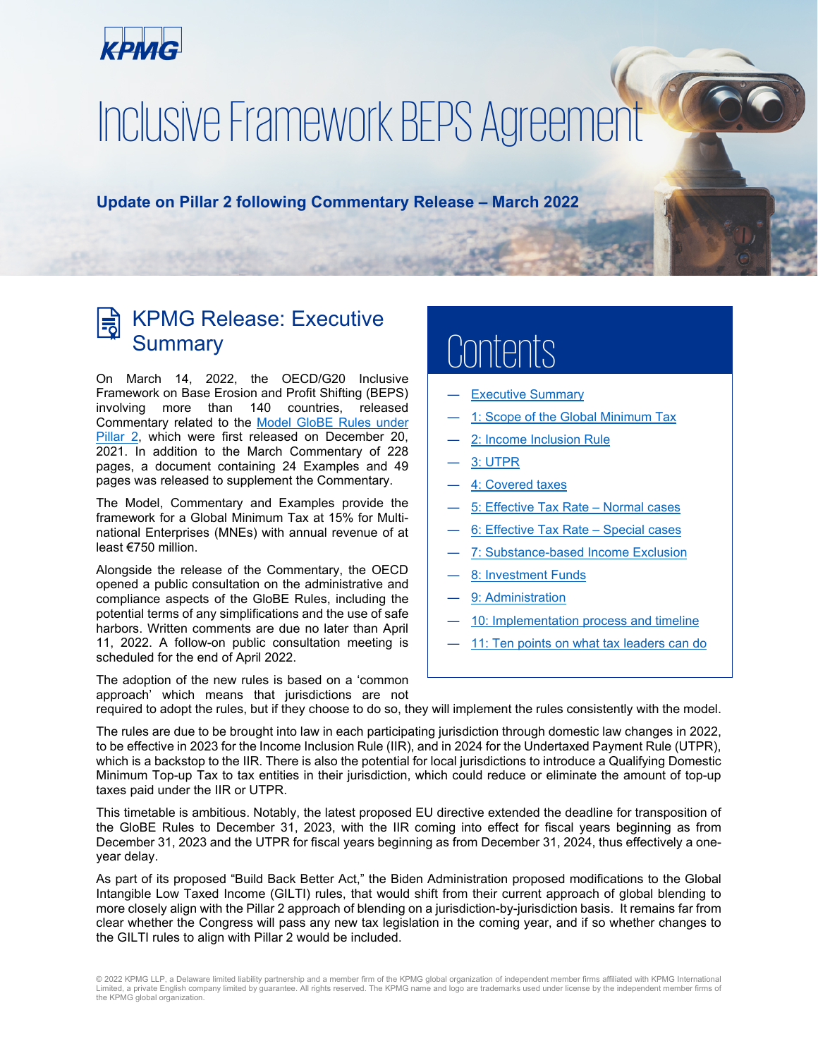# Inclusive Framework BEPS Agreement

**Update on Pillar 2 following Commentary Release – March 2022**

## KPMG Release: Executive Summary

On March 14, 2022, the OECD/G20 Inclusive Framework on Base Erosion and Profit Shifting (BEPS) involving more than 140 countries, released Commentary related to the Model GloBE Rules under Pillar 2, which were first released on December 20, 2021. In addition to the March Commentary of 228 pages, a document containing 24 Examples and 49 pages was released to supplement the Commentary.

The Model, Commentary and Examples provide the framework for a Global Minimum Tax at 15% for Multi-national Enterprises (MNEs) with annual revenue of at least €750 million.

Alongside the release of the Commentary, the OECD opened a public consultation on the administrative and compliance aspects of the GloBE Rules, including the potential terms of any simplifications and the use of safe harbors. Written comments are due no later than April 11, 2022. A follow-on public consultation meeting is scheduled for the end of April 2022.

The adoption of the new rules is based on a 'common approach' which means that jurisdictions are not required to adopt the rules, but if they choose to do so, they will implement the rules consistently with the model.

The rules are due to be brought into law in each participating jurisdiction through domestic law changes in 2022, to be effective in 2023 for the Income Inclusion Rule (IIR), and in 2024 for the Undertaxed Payment Rule (UTPR), which is a backstop to the IIR. There is also the potential for local jurisdictions to introduce a Qualifying Domestic Minimum Top-up Tax to tax entities in their jurisdiction, which could reduce or eliminate the amount of top-up taxes paid under the IIR or UTPR.

This timetable is ambitious. Notably, the latest proposed EU directive extended the deadline for transposition of the GloBE Rules to December 31, 2023, with the IIR coming into effect for fiscal years beginning as from December 31, 2023 and the UTPR for fiscal years beginning as from December 31, 2024, thus effectively a one-year delay.

As part of its proposed "Build Back Better Act," the Biden Administration proposed modifications to the Global Intangible Low Taxed Income (GILTI) rules, that would shift from their current approach of global blending to more closely align with the Pillar 2 approach of blending on a jurisdiction-by-jurisdiction basis. It remains far from clear whether the Congress will pass any new tax legislation in the coming year, and if so whether changes to the GILTI rules to align with Pillar 2 would be included.

## Contents

- Executive Summary
- 1: Scope of the Global Minimum Tax
- 2: Income Inclusion Rule
- 3: UTPR
- 4: Covered taxes
- 5: Effective Tax Rate – Normal cases
- 6: Effective Tax Rate – Special cases
- 7: Substance-based Income Exclusion
- 8: Investment Funds
- 9: Administration
- 10: Implementation process and timeline
- 11: Ten points on what tax leaders can do

© 2022 KPMG LLP, a Delaware limited liability partnership and a member firm of the KPMG global organization of independent member firms affiliated with KPMG International Limited, a private English company limited by guarantee. All rights reserved. The KPMG name and logo are trademarks used under license by the independent member firms of the KPMG global organization.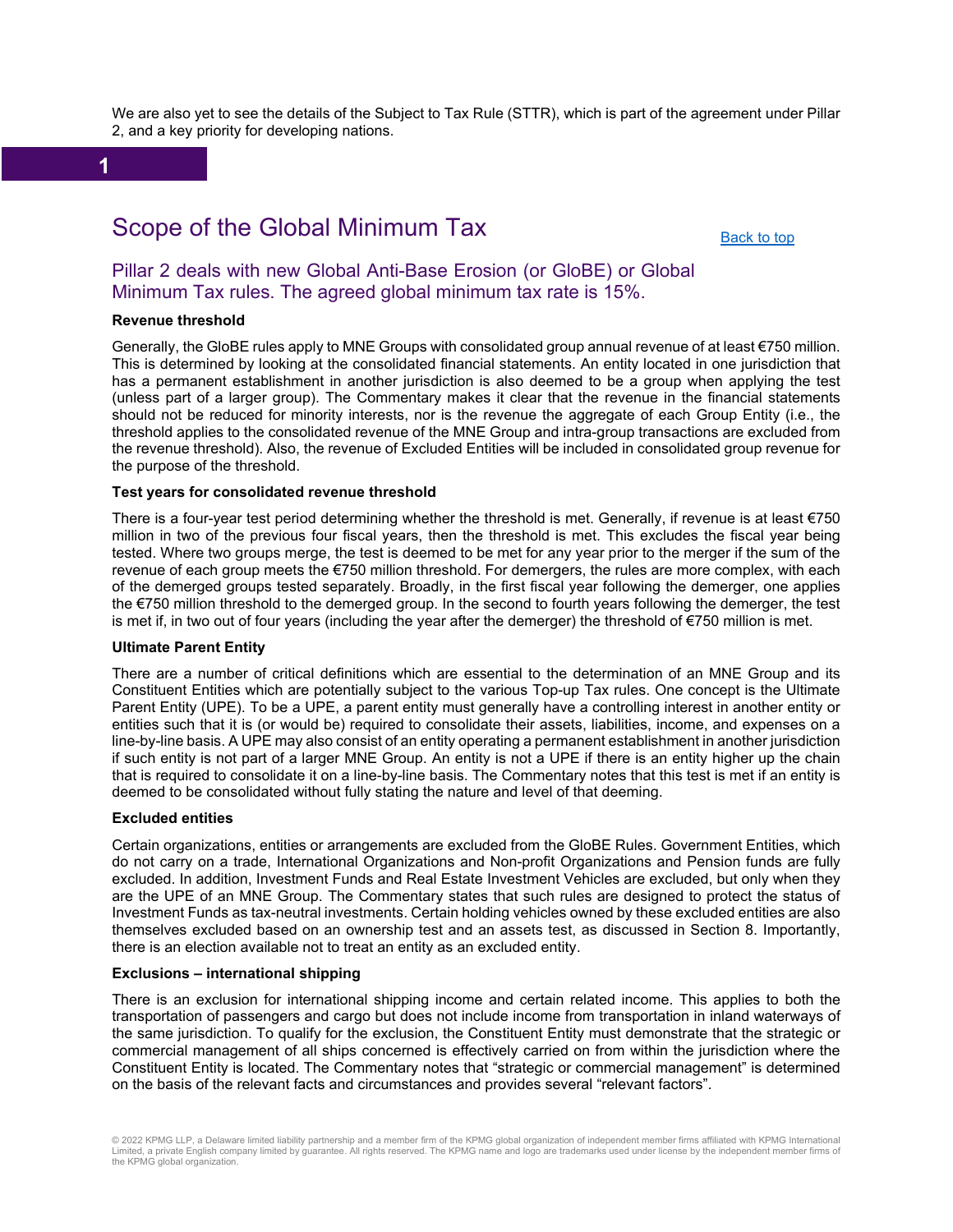We are also yet to see the details of the Subject to Tax Rule (STTR), which is part of the agreement under Pillar 2, and a key priority for developing nations.

**1**

## Scope of the Global Minimum Tax

Back to top

### Pillar 2 deals with new Global Anti-Base Erosion (or GloBE) or Global Minimum Tax rules. The agreed global minimum tax rate is 15%.

**Revenue threshold**

Generally, the GloBE rules apply to MNE Groups with consolidated group annual revenue of at least €750 million. This is determined by looking at the consolidated financial statements. An entity located in one jurisdiction that has a permanent establishment in another jurisdiction is also deemed to be a group when applying the test (unless part of a larger group). The Commentary makes it clear that the revenue in the financial statements should not be reduced for minority interests, nor is the revenue the aggregate of each Group Entity (i.e., the threshold applies to the consolidated revenue of the MNE Group and intra-group transactions are excluded from the revenue threshold). Also, the revenue of Excluded Entities will be included in consolidated group revenue for the purpose of the threshold.

**Test years for consolidated revenue threshold**

There is a four-year test period determining whether the threshold is met. Generally, if revenue is at least €750 million in two of the previous four fiscal years, then the threshold is met. This excludes the fiscal year being tested. Where two groups merge, the test is deemed to be met for any year prior to the merger if the sum of the revenue of each group meets the €750 million threshold. For demergers, the rules are more complex, with each of the demerged groups tested separately. Broadly, in the first fiscal year following the demerger, one applies the €750 million threshold to the demerged group. In the second to fourth years following the demerger, the test is met if, in two out of four years (including the year after the demerger) the threshold of €750 million is met.

**Ultimate Parent Entity**

There are a number of critical definitions which are essential to the determination of an MNE Group and its Constituent Entities which are potentially subject to the various Top-up Tax rules. One concept is the Ultimate Parent Entity (UPE). To be a UPE, a parent entity must generally have a controlling interest in another entity or entities such that it is (or would be) required to consolidate their assets, liabilities, income, and expenses on a line-by-line basis. A UPE may also consist of an entity operating a permanent establishment in another jurisdiction if such entity is not part of a larger MNE Group. An entity is not a UPE if there is an entity higher up the chain that is required to consolidate it on a line-by-line basis. The Commentary notes that this test is met if an entity is deemed to be consolidated without fully stating the nature and level of that deeming.

**Excluded entities**

Certain organizations, entities or arrangements are excluded from the GloBE Rules. Government Entities, which do not carry on a trade, International Organizations and Non-profit Organizations and Pension funds are fully excluded. In addition, Investment Funds and Real Estate Investment Vehicles are excluded, but only when they are the UPE of an MNE Group. The Commentary states that such rules are designed to protect the status of Investment Funds as tax-neutral investments. Certain holding vehicles owned by these excluded entities are also themselves excluded based on an ownership test and an assets test, as discussed in Section 8. Importantly, there is an election available not to treat an entity as an excluded entity.

**Exclusions – international shipping**

There is an exclusion for international shipping income and certain related income. This applies to both the transportation of passengers and cargo but does not include income from transportation in inland waterways of the same jurisdiction. To qualify for the exclusion, the Constituent Entity must demonstrate that the strategic or commercial management of all ships concerned is effectively carried on from within the jurisdiction where the Constituent Entity is located. The Commentary notes that "strategic or commercial management" is determined on the basis of the relevant facts and circumstances and provides several "relevant factors".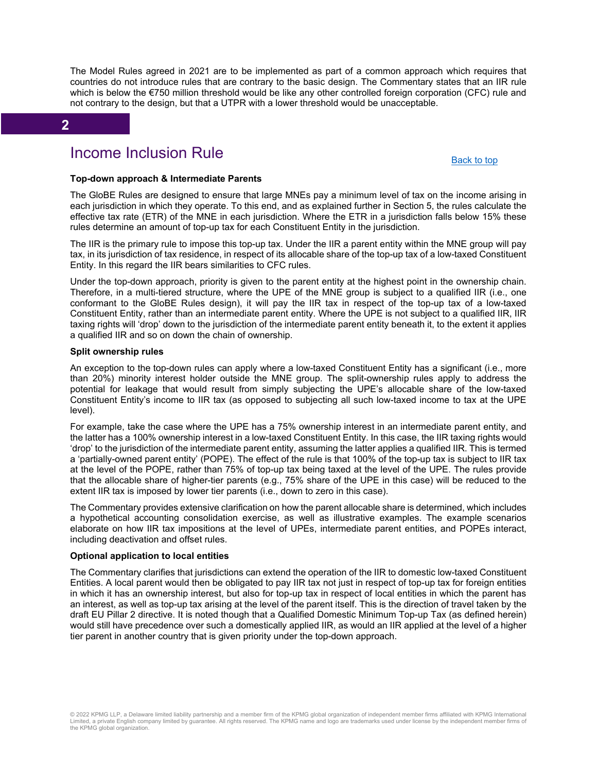The Model Rules agreed in 2021 are to be implemented as part of a common approach which requires that countries do not introduce rules that are contrary to the basic design. The Commentary states that an IIR rule which is below the €750 million threshold would be like any other controlled foreign corporation (CFC) rule and not contrary to the design, but that a UTPR with a lower threshold would be unacceptable.

## 2

## Income Inclusion Rule

Back to top

**Top-down approach & Intermediate Parents**

The GloBE Rules are designed to ensure that large MNEs pay a minimum level of tax on the income arising in each jurisdiction in which they operate. To this end, and as explained further in Section 5, the rules calculate the effective tax rate (ETR) of the MNE in each jurisdiction. Where the ETR in a jurisdiction falls below 15% these rules determine an amount of top-up tax for each Constituent Entity in the jurisdiction.

The IIR is the primary rule to impose this top-up tax. Under the IIR a parent entity within the MNE group will pay tax, in its jurisdiction of tax residence, in respect of its allocable share of the top-up tax of a low-taxed Constituent Entity. In this regard the IIR bears similarities to CFC rules.

Under the top-down approach, priority is given to the parent entity at the highest point in the ownership chain. Therefore, in a multi-tiered structure, where the UPE of the MNE group is subject to a qualified IIR (i.e., one conformant to the GloBE Rules design), it will pay the IIR tax in respect of the top-up tax of a low-taxed Constituent Entity, rather than an intermediate parent entity. Where the UPE is not subject to a qualified IIR, IIR taxing rights will 'drop' down to the jurisdiction of the intermediate parent entity beneath it, to the extent it applies a qualified IIR and so on down the chain of ownership.

**Split ownership rules**

An exception to the top-down rules can apply where a low-taxed Constituent Entity has a significant (i.e., more than 20%) minority interest holder outside the MNE group. The split-ownership rules apply to address the potential for leakage that would result from simply subjecting the UPE's allocable share of the low-taxed Constituent Entity's income to IIR tax (as opposed to subjecting all such low-taxed income to tax at the UPE level).

For example, take the case where the UPE has a 75% ownership interest in an intermediate parent entity, and the latter has a 100% ownership interest in a low-taxed Constituent Entity. In this case, the IIR taxing rights would 'drop' to the jurisdiction of the intermediate parent entity, assuming the latter applies a qualified IIR. This is termed a 'partially-owned parent entity' (POPE). The effect of the rule is that 100% of the top-up tax is subject to IIR tax at the level of the POPE, rather than 75% of top-up tax being taxed at the level of the UPE. The rules provide that the allocable share of higher-tier parents (e.g., 75% share of the UPE in this case) will be reduced to the extent IIR tax is imposed by lower tier parents (i.e., down to zero in this case).

The Commentary provides extensive clarification on how the parent allocable share is determined, which includes a hypothetical accounting consolidation exercise, as well as illustrative examples. The example scenarios elaborate on how IIR tax impositions at the level of UPEs, intermediate parent entities, and POPEs interact, including deactivation and offset rules.

**Optional application to local entities**

The Commentary clarifies that jurisdictions can extend the operation of the IIR to domestic low-taxed Constituent Entities. A local parent would then be obligated to pay IIR tax not just in respect of top-up tax for foreign entities in which it has an ownership interest, but also for top-up tax in respect of local entities in which the parent has an interest, as well as top-up tax arising at the level of the parent itself. This is the direction of travel taken by the draft EU Pillar 2 directive. It is noted though that a Qualified Domestic Minimum Top-up Tax (as defined herein) would still have precedence over such a domestically applied IIR, as would an IIR applied at the level of a higher tier parent in another country that is given priority under the top-down approach.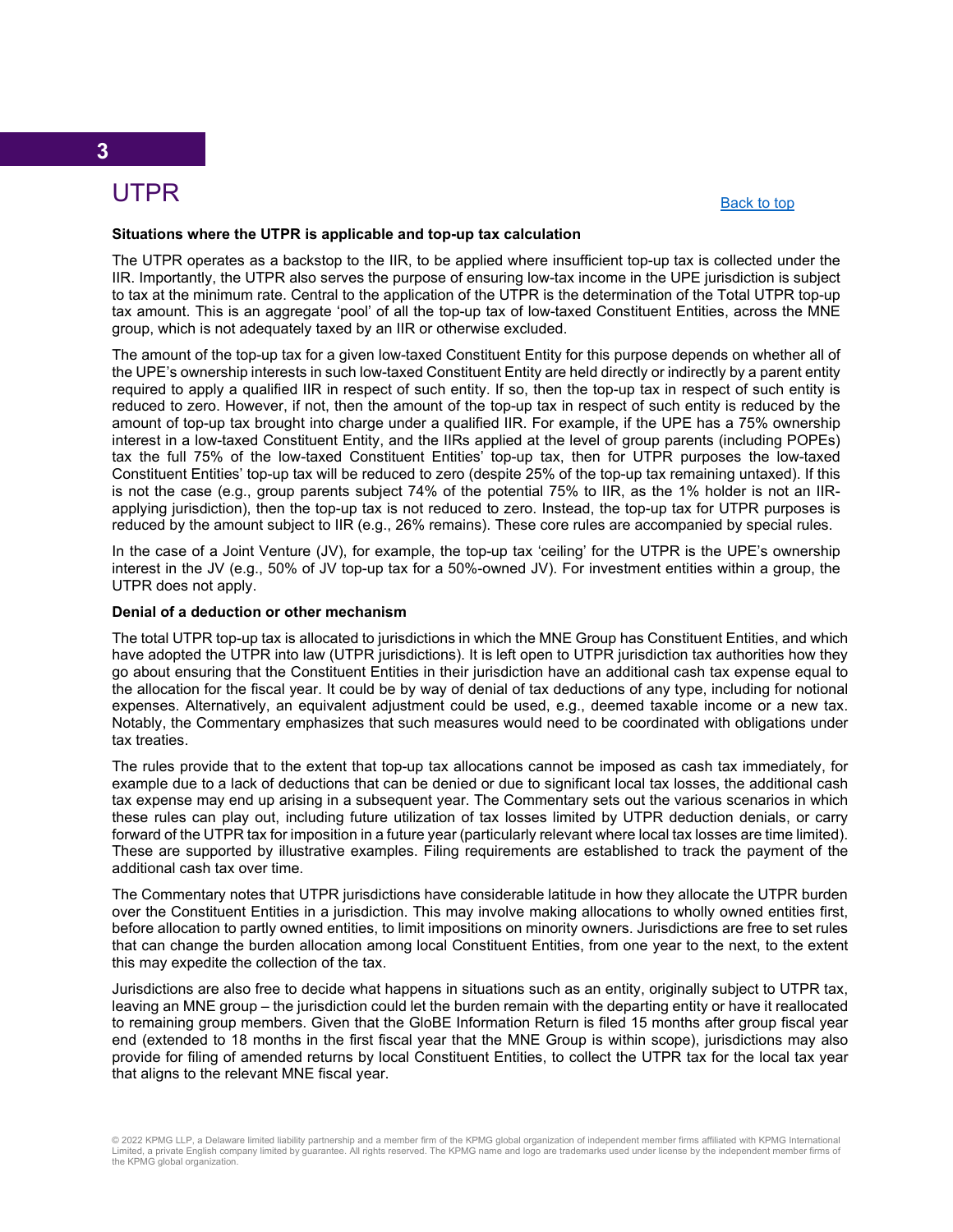## 3 UTPR

Back to top

**Situations where the UTPR is applicable and top-up tax calculation**

The UTPR operates as a backstop to the IIR, to be applied where insufficient top-up tax is collected under the IIR. Importantly, the UTPR also serves the purpose of ensuring low-tax income in the UPE jurisdiction is subject to tax at the minimum rate. Central to the application of the UTPR is the determination of the Total UTPR top-up tax amount. This is an aggregate 'pool' of all the top-up tax of low-taxed Constituent Entities, across the MNE group, which is not adequately taxed by an IIR or otherwise excluded.

The amount of the top-up tax for a given low-taxed Constituent Entity for this purpose depends on whether all of the UPE's ownership interests in such low-taxed Constituent Entity are held directly or indirectly by a parent entity required to apply a qualified IIR in respect of such entity. If so, then the top-up tax in respect of such entity is reduced to zero. However, if not, then the amount of the top-up tax in respect of such entity is reduced by the amount of top-up tax brought into charge under a qualified IIR. For example, if the UPE has a 75% ownership interest in a low-taxed Constituent Entity, and the IIRs applied at the level of group parents (including POPEs) tax the full 75% of the low-taxed Constituent Entities' top-up tax, then for UTPR purposes the low-taxed Constituent Entities' top-up tax will be reduced to zero (despite 25% of the top-up tax remaining untaxed). If this is not the case (e.g., group parents subject 74% of the potential 75% to IIR, as the 1% holder is not an IIR-applying jurisdiction), then the top-up tax is not reduced to zero. Instead, the top-up tax for UTPR purposes is reduced by the amount subject to IIR (e.g., 26% remains). These core rules are accompanied by special rules.

In the case of a Joint Venture (JV), for example, the top-up tax 'ceiling' for the UTPR is the UPE's ownership interest in the JV (e.g., 50% of JV top-up tax for a 50%-owned JV). For investment entities within a group, the UTPR does not apply.

**Denial of a deduction or other mechanism**

The total UTPR top-up tax is allocated to jurisdictions in which the MNE Group has Constituent Entities, and which have adopted the UTPR into law (UTPR jurisdictions). It is left open to UTPR jurisdiction tax authorities how they go about ensuring that the Constituent Entities in their jurisdiction have an additional cash tax expense equal to the allocation for the fiscal year. It could be by way of denial of tax deductions of any type, including for notional expenses. Alternatively, an equivalent adjustment could be used, e.g., deemed taxable income or a new tax. Notably, the Commentary emphasizes that such measures would need to be coordinated with obligations under tax treaties.

The rules provide that to the extent that top-up tax allocations cannot be imposed as cash tax immediately, for example due to a lack of deductions that can be denied or due to significant local tax losses, the additional cash tax expense may end up arising in a subsequent year. The Commentary sets out the various scenarios in which these rules can play out, including future utilization of tax losses limited by UTPR deduction denials, or carry forward of the UTPR tax for imposition in a future year (particularly relevant where local tax losses are time limited). These are supported by illustrative examples. Filing requirements are established to track the payment of the additional cash tax over time.

The Commentary notes that UTPR jurisdictions have considerable latitude in how they allocate the UTPR burden over the Constituent Entities in a jurisdiction. This may involve making allocations to wholly owned entities first, before allocation to partly owned entities, to limit impositions on minority owners. Jurisdictions are free to set rules that can change the burden allocation among local Constituent Entities, from one year to the next, to the extent this may expedite the collection of the tax.

Jurisdictions are also free to decide what happens in situations such as an entity, originally subject to UTPR tax, leaving an MNE group – the jurisdiction could let the burden remain with the departing entity or have it reallocated to remaining group members. Given that the GloBE Information Return is filed 15 months after group fiscal year end (extended to 18 months in the first fiscal year that the MNE Group is within scope), jurisdictions may also provide for filing of amended returns by local Constituent Entities, to collect the UTPR tax for the local tax year that aligns to the relevant MNE fiscal year.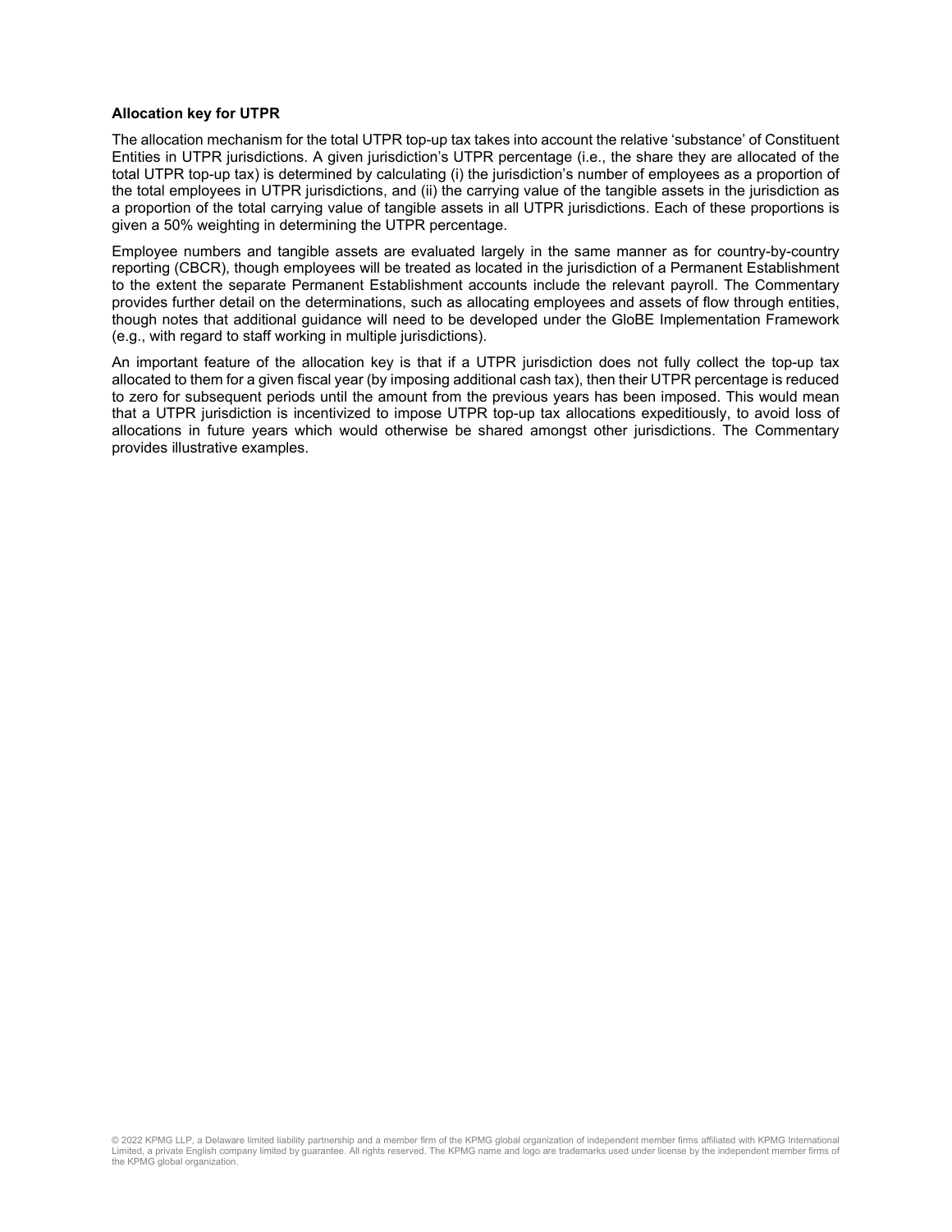**Allocation key for UTPR**

The allocation mechanism for the total UTPR top-up tax takes into account the relative 'substance' of Constituent Entities in UTPR jurisdictions. A given jurisdiction's UTPR percentage (i.e., the share they are allocated of the total UTPR top-up tax) is determined by calculating (i) the jurisdiction's number of employees as a proportion of the total employees in UTPR jurisdictions, and (ii) the carrying value of the tangible assets in the jurisdiction as a proportion of the total carrying value of tangible assets in all UTPR jurisdictions. Each of these proportions is given a 50% weighting in determining the UTPR percentage.

Employee numbers and tangible assets are evaluated largely in the same manner as for country-by-country reporting (CBCR), though employees will be treated as located in the jurisdiction of a Permanent Establishment to the extent the separate Permanent Establishment accounts include the relevant payroll. The Commentary provides further detail on the determinations, such as allocating employees and assets of flow through entities, though notes that additional guidance will need to be developed under the GloBE Implementation Framework (e.g., with regard to staff working in multiple jurisdictions).

An important feature of the allocation key is that if a UTPR jurisdiction does not fully collect the top-up tax allocated to them for a given fiscal year (by imposing additional cash tax), then their UTPR percentage is reduced to zero for subsequent periods until the amount from the previous years has been imposed. This would mean that a UTPR jurisdiction is incentivized to impose UTPR top-up tax allocations expeditiously, to avoid loss of allocations in future years which would otherwise be shared amongst other jurisdictions. The Commentary provides illustrative examples.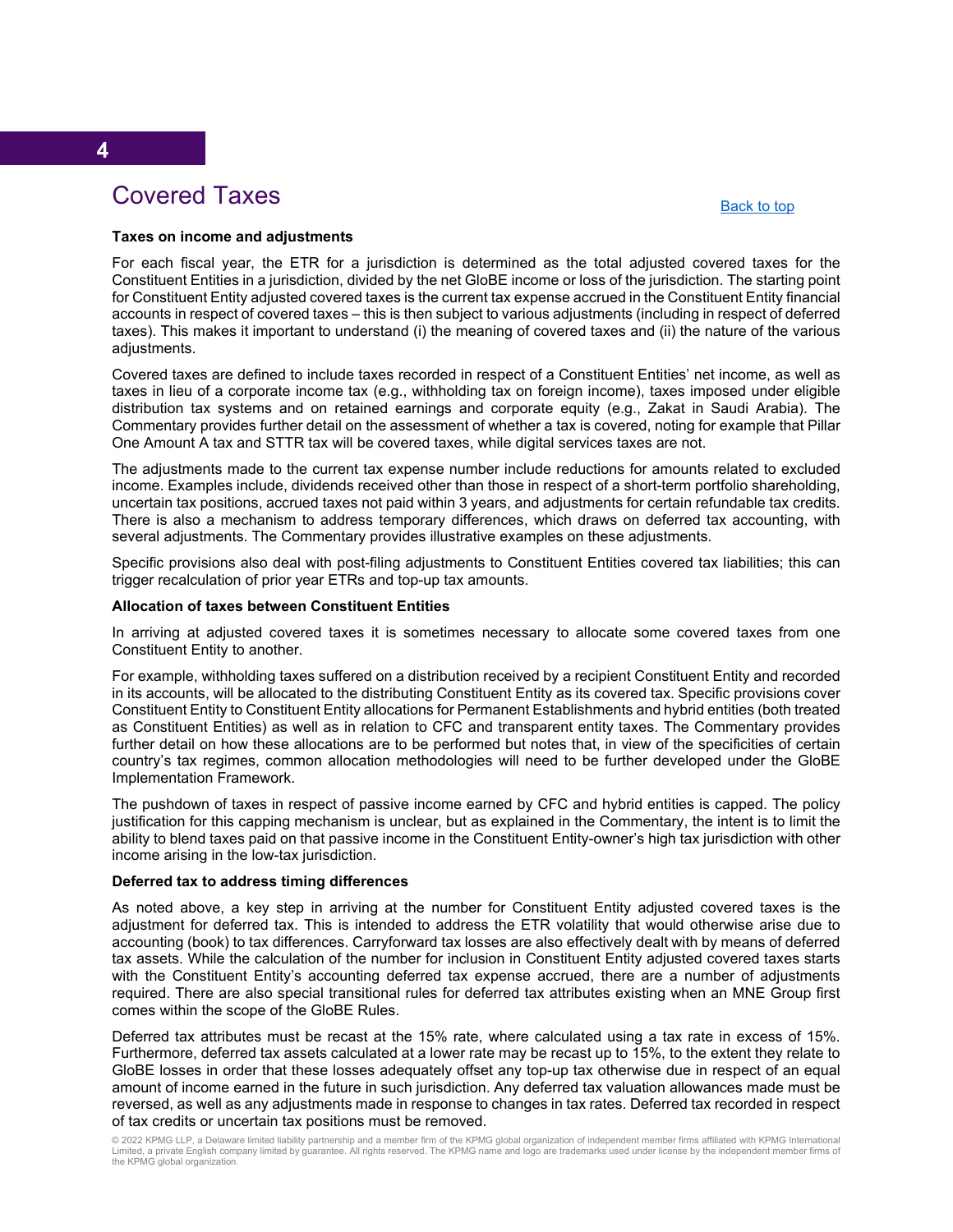## 4

# Covered Taxes

Back to top

**Taxes on income and adjustments**

For each fiscal year, the ETR for a jurisdiction is determined as the total adjusted covered taxes for the Constituent Entities in a jurisdiction, divided by the net GloBE income or loss of the jurisdiction. The starting point for Constituent Entity adjusted covered taxes is the current tax expense accrued in the Constituent Entity financial accounts in respect of covered taxes – this is then subject to various adjustments (including in respect of deferred taxes). This makes it important to understand (i) the meaning of covered taxes and (ii) the nature of the various adjustments.

Covered taxes are defined to include taxes recorded in respect of a Constituent Entities' net income, as well as taxes in lieu of a corporate income tax (e.g., withholding tax on foreign income), taxes imposed under eligible distribution tax systems and on retained earnings and corporate equity (e.g., Zakat in Saudi Arabia). The Commentary provides further detail on the assessment of whether a tax is covered, noting for example that Pillar One Amount A tax and STTR tax will be covered taxes, while digital services taxes are not.

The adjustments made to the current tax expense number include reductions for amounts related to excluded income. Examples include, dividends received other than those in respect of a short-term portfolio shareholding, uncertain tax positions, accrued taxes not paid within 3 years, and adjustments for certain refundable tax credits. There is also a mechanism to address temporary differences, which draws on deferred tax accounting, with several adjustments. The Commentary provides illustrative examples on these adjustments.

Specific provisions also deal with post-filing adjustments to Constituent Entities covered tax liabilities; this can trigger recalculation of prior year ETRs and top-up tax amounts.

**Allocation of taxes between Constituent Entities**

In arriving at adjusted covered taxes it is sometimes necessary to allocate some covered taxes from one Constituent Entity to another.

For example, withholding taxes suffered on a distribution received by a recipient Constituent Entity and recorded in its accounts, will be allocated to the distributing Constituent Entity as its covered tax. Specific provisions cover Constituent Entity to Constituent Entity allocations for Permanent Establishments and hybrid entities (both treated as Constituent Entities) as well as in relation to CFC and transparent entity taxes. The Commentary provides further detail on how these allocations are to be performed but notes that, in view of the specificities of certain country's tax regimes, common allocation methodologies will need to be further developed under the GloBE Implementation Framework.

The pushdown of taxes in respect of passive income earned by CFC and hybrid entities is capped. The policy justification for this capping mechanism is unclear, but as explained in the Commentary, the intent is to limit the ability to blend taxes paid on that passive income in the Constituent Entity-owner's high tax jurisdiction with other income arising in the low-tax jurisdiction.

**Deferred tax to address timing differences**

As noted above, a key step in arriving at the number for Constituent Entity adjusted covered taxes is the adjustment for deferred tax. This is intended to address the ETR volatility that would otherwise arise due to accounting (book) to tax differences. Carryforward tax losses are also effectively dealt with by means of deferred tax assets. While the calculation of the number for inclusion in Constituent Entity adjusted covered taxes starts with the Constituent Entity's accounting deferred tax expense accrued, there are a number of adjustments required. There are also special transitional rules for deferred tax attributes existing when an MNE Group first comes within the scope of the GloBE Rules.

Deferred tax attributes must be recast at the 15% rate, where calculated using a tax rate in excess of 15%. Furthermore, deferred tax assets calculated at a lower rate may be recast up to 15%, to the extent they relate to GloBE losses in order that these losses adequately offset any top-up tax otherwise due in respect of an equal amount of income earned in the future in such jurisdiction. Any deferred tax valuation allowances made must be reversed, as well as any adjustments made in response to changes in tax rates. Deferred tax recorded in respect of tax credits or uncertain tax positions must be removed.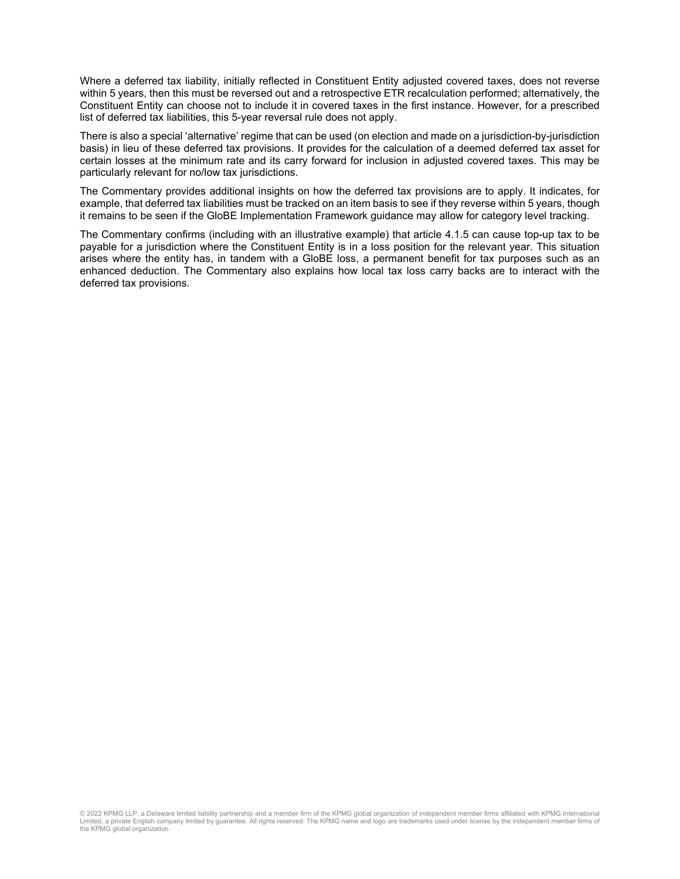Where a deferred tax liability, initially reflected in Constituent Entity adjusted covered taxes, does not reverse within 5 years, then this must be reversed out and a retrospective ETR recalculation performed; alternatively, the Constituent Entity can choose not to include it in covered taxes in the first instance. However, for a prescribed list of deferred tax liabilities, this 5-year reversal rule does not apply.

There is also a special 'alternative' regime that can be used (on election and made on a jurisdiction-by-jurisdiction basis) in lieu of these deferred tax provisions. It provides for the calculation of a deemed deferred tax asset for certain losses at the minimum rate and its carry forward for inclusion in adjusted covered taxes. This may be particularly relevant for no/low tax jurisdictions.

The Commentary provides additional insights on how the deferred tax provisions are to apply. It indicates, for example, that deferred tax liabilities must be tracked on an item basis to see if they reverse within 5 years, though it remains to be seen if the GloBE Implementation Framework guidance may allow for category level tracking.

The Commentary confirms (including with an illustrative example) that article 4.1.5 can cause top-up tax to be payable for a jurisdiction where the Constituent Entity is in a loss position for the relevant year. This situation arises where the entity has, in tandem with a GloBE loss, a permanent benefit for tax purposes such as an enhanced deduction. The Commentary also explains how local tax loss carry backs are to interact with the deferred tax provisions.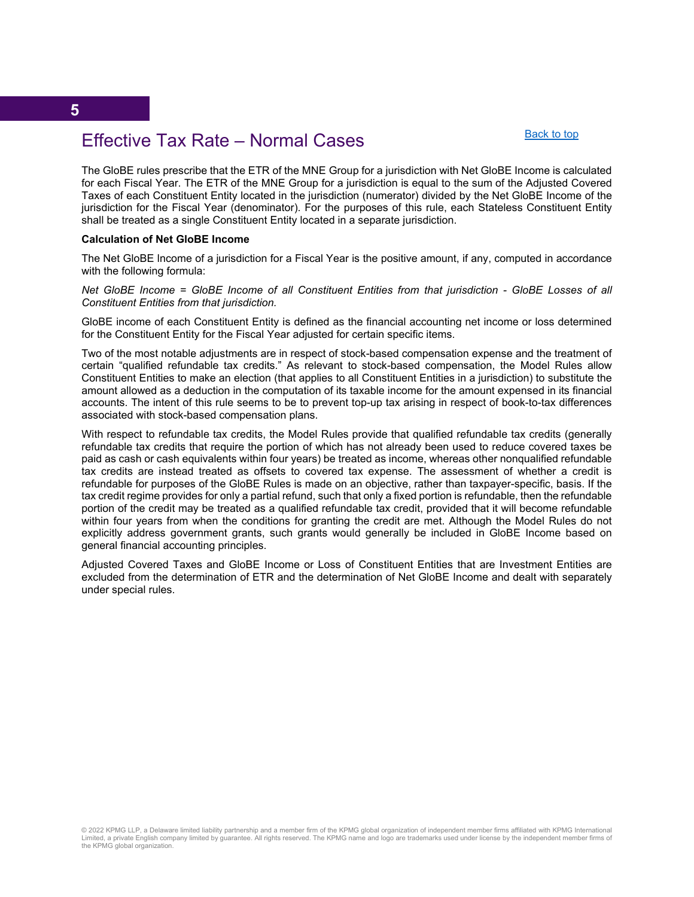# 5

## Effective Tax Rate – Normal Cases

Back to top

The GloBE rules prescribe that the ETR of the MNE Group for a jurisdiction with Net GloBE Income is calculated for each Fiscal Year. The ETR of the MNE Group for a jurisdiction is equal to the sum of the Adjusted Covered Taxes of each Constituent Entity located in the jurisdiction (numerator) divided by the Net GloBE Income of the jurisdiction for the Fiscal Year (denominator). For the purposes of this rule, each Stateless Constituent Entity shall be treated as a single Constituent Entity located in a separate jurisdiction.

**Calculation of Net GloBE Income**

The Net GloBE Income of a jurisdiction for a Fiscal Year is the positive amount, if any, computed in accordance with the following formula:

*Net GloBE Income = GloBE Income of all Constituent Entities from that jurisdiction - GloBE Losses of all Constituent Entities from that jurisdiction.*

GloBE income of each Constituent Entity is defined as the financial accounting net income or loss determined for the Constituent Entity for the Fiscal Year adjusted for certain specific items.

Two of the most notable adjustments are in respect of stock-based compensation expense and the treatment of certain "qualified refundable tax credits." As relevant to stock-based compensation, the Model Rules allow Constituent Entities to make an election (that applies to all Constituent Entities in a jurisdiction) to substitute the amount allowed as a deduction in the computation of its taxable income for the amount expensed in its financial accounts. The intent of this rule seems to be to prevent top-up tax arising in respect of book-to-tax differences associated with stock-based compensation plans.

With respect to refundable tax credits, the Model Rules provide that qualified refundable tax credits (generally refundable tax credits that require the portion of which has not already been used to reduce covered taxes be paid as cash or cash equivalents within four years) be treated as income, whereas other nonqualified refundable tax credits are instead treated as offsets to covered tax expense. The assessment of whether a credit is refundable for purposes of the GloBE Rules is made on an objective, rather than taxpayer-specific, basis. If the tax credit regime provides for only a partial refund, such that only a fixed portion is refundable, then the refundable portion of the credit may be treated as a qualified refundable tax credit, provided that it will become refundable within four years from when the conditions for granting the credit are met. Although the Model Rules do not explicitly address government grants, such grants would generally be included in GloBE Income based on general financial accounting principles.

Adjusted Covered Taxes and GloBE Income or Loss of Constituent Entities that are Investment Entities are excluded from the determination of ETR and the determination of Net GloBE Income and dealt with separately under special rules.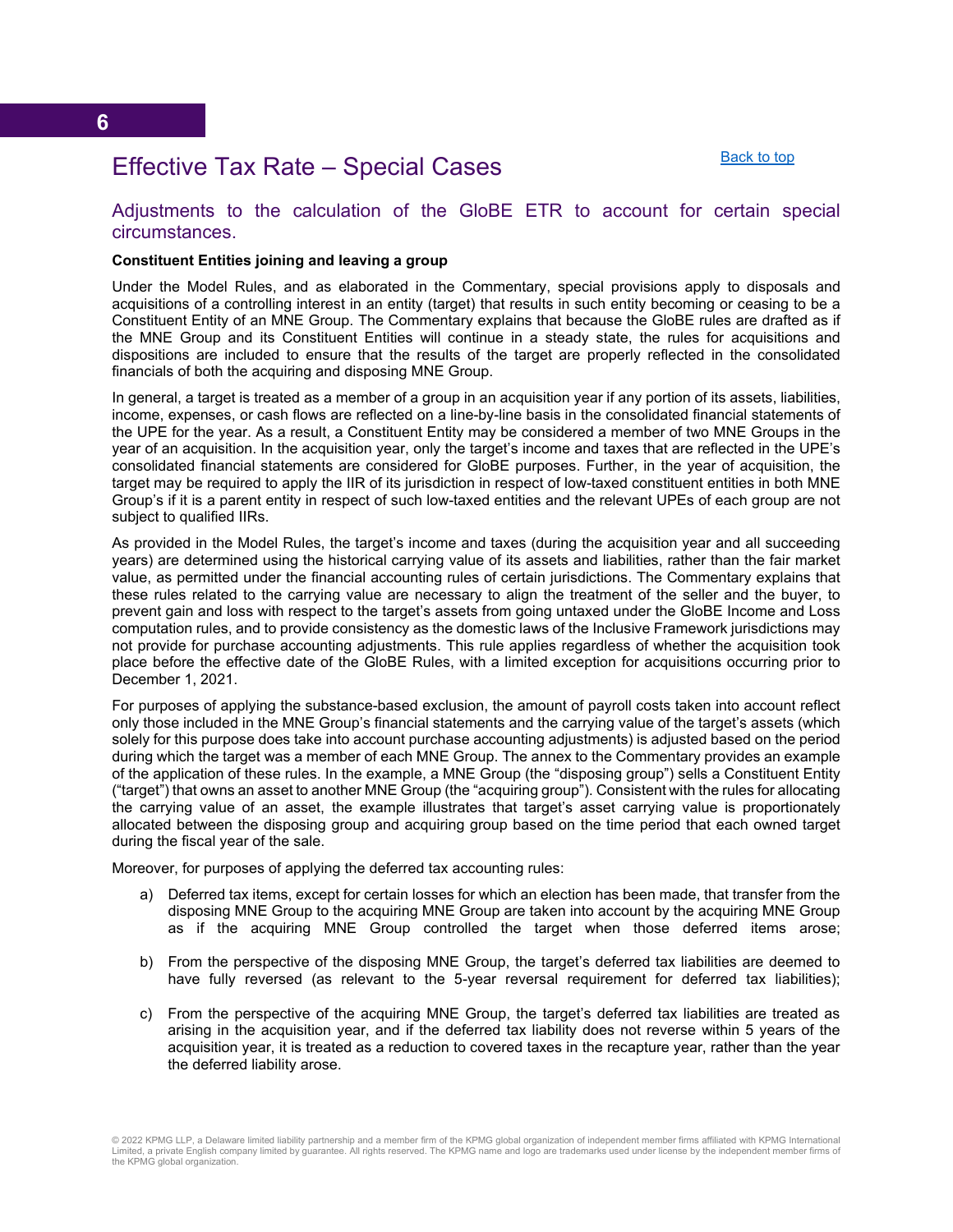# Effective Tax Rate – Special Cases

Back to top

## Adjustments to the calculation of the GloBE ETR to account for certain special circumstances.

**Constituent Entities joining and leaving a group**

Under the Model Rules, and as elaborated in the Commentary, special provisions apply to disposals and acquisitions of a controlling interest in an entity (target) that results in such entity becoming or ceasing to be a Constituent Entity of an MNE Group. The Commentary explains that because the GloBE rules are drafted as if the MNE Group and its Constituent Entities will continue in a steady state, the rules for acquisitions and dispositions are included to ensure that the results of the target are properly reflected in the consolidated financials of both the acquiring and disposing MNE Group.

In general, a target is treated as a member of a group in an acquisition year if any portion of its assets, liabilities, income, expenses, or cash flows are reflected on a line-by-line basis in the consolidated financial statements of the UPE for the year. As a result, a Constituent Entity may be considered a member of two MNE Groups in the year of an acquisition. In the acquisition year, only the target's income and taxes that are reflected in the UPE's consolidated financial statements are considered for GloBE purposes. Further, in the year of acquisition, the target may be required to apply the IIR of its jurisdiction in respect of low-taxed constituent entities in both MNE Group's if it is a parent entity in respect of such low-taxed entities and the relevant UPEs of each group are not subject to qualified IIRs.

As provided in the Model Rules, the target's income and taxes (during the acquisition year and all succeeding years) are determined using the historical carrying value of its assets and liabilities, rather than the fair market value, as permitted under the financial accounting rules of certain jurisdictions. The Commentary explains that these rules related to the carrying value are necessary to align the treatment of the seller and the buyer, to prevent gain and loss with respect to the target's assets from going untaxed under the GloBE Income and Loss computation rules, and to provide consistency as the domestic laws of the Inclusive Framework jurisdictions may not provide for purchase accounting adjustments. This rule applies regardless of whether the acquisition took place before the effective date of the GloBE Rules, with a limited exception for acquisitions occurring prior to December 1, 2021.

For purposes of applying the substance-based exclusion, the amount of payroll costs taken into account reflect only those included in the MNE Group's financial statements and the carrying value of the target's assets (which solely for this purpose does take into account purchase accounting adjustments) is adjusted based on the period during which the target was a member of each MNE Group. The annex to the Commentary provides an example of the application of these rules. In the example, a MNE Group (the "disposing group") sells a Constituent Entity ("target") that owns an asset to another MNE Group (the "acquiring group"). Consistent with the rules for allocating the carrying value of an asset, the example illustrates that target's asset carrying value is proportionately allocated between the disposing group and acquiring group based on the time period that each owned target during the fiscal year of the sale.

Moreover, for purposes of applying the deferred tax accounting rules:

a) Deferred tax items, except for certain losses for which an election has been made, that transfer from the disposing MNE Group to the acquiring MNE Group are taken into account by the acquiring MNE Group as if the acquiring MNE Group controlled the target when those deferred items arose;

b) From the perspective of the disposing MNE Group, the target's deferred tax liabilities are deemed to have fully reversed (as relevant to the 5-year reversal requirement for deferred tax liabilities);

c) From the perspective of the acquiring MNE Group, the target's deferred tax liabilities are treated as arising in the acquisition year, and if the deferred tax liability does not reverse within 5 years of the acquisition year, it is treated as a reduction to covered taxes in the recapture year, rather than the year the deferred liability arose.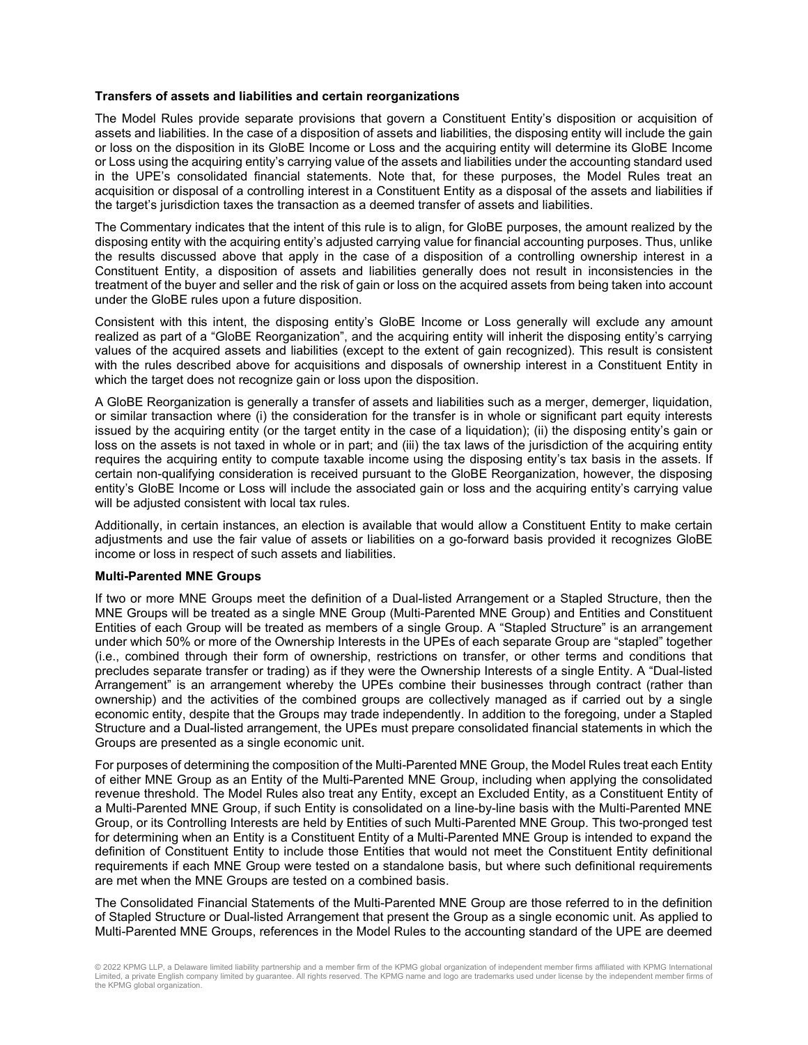**Transfers of assets and liabilities and certain reorganizations**

The Model Rules provide separate provisions that govern a Constituent Entity's disposition or acquisition of assets and liabilities. In the case of a disposition of assets and liabilities, the disposing entity will include the gain or loss on the disposition in its GloBE Income or Loss and the acquiring entity will determine its GloBE Income or Loss using the acquiring entity's carrying value of the assets and liabilities under the accounting standard used in the UPE's consolidated financial statements. Note that, for these purposes, the Model Rules treat an acquisition or disposal of a controlling interest in a Constituent Entity as a disposal of the assets and liabilities if the target's jurisdiction taxes the transaction as a deemed transfer of assets and liabilities.

The Commentary indicates that the intent of this rule is to align, for GloBE purposes, the amount realized by the disposing entity with the acquiring entity's adjusted carrying value for financial accounting purposes. Thus, unlike the results discussed above that apply in the case of a disposition of a controlling ownership interest in a Constituent Entity, a disposition of assets and liabilities generally does not result in inconsistencies in the treatment of the buyer and seller and the risk of gain or loss on the acquired assets from being taken into account under the GloBE rules upon a future disposition.

Consistent with this intent, the disposing entity's GloBE Income or Loss generally will exclude any amount realized as part of a "GloBE Reorganization", and the acquiring entity will inherit the disposing entity's carrying values of the acquired assets and liabilities (except to the extent of gain recognized). This result is consistent with the rules described above for acquisitions and disposals of ownership interest in a Constituent Entity in which the target does not recognize gain or loss upon the disposition.

A GloBE Reorganization is generally a transfer of assets and liabilities such as a merger, demerger, liquidation, or similar transaction where (i) the consideration for the transfer is in whole or significant part equity interests issued by the acquiring entity (or the target entity in the case of a liquidation); (ii) the disposing entity's gain or loss on the assets is not taxed in whole or in part; and (iii) the tax laws of the jurisdiction of the acquiring entity requires the acquiring entity to compute taxable income using the disposing entity's tax basis in the assets. If certain non-qualifying consideration is received pursuant to the GloBE Reorganization, however, the disposing entity's GloBE Income or Loss will include the associated gain or loss and the acquiring entity's carrying value will be adjusted consistent with local tax rules.

Additionally, in certain instances, an election is available that would allow a Constituent Entity to make certain adjustments and use the fair value of assets or liabilities on a go-forward basis provided it recognizes GloBE income or loss in respect of such assets and liabilities.

**Multi-Parented MNE Groups**

If two or more MNE Groups meet the definition of a Dual-listed Arrangement or a Stapled Structure, then the MNE Groups will be treated as a single MNE Group (Multi-Parented MNE Group) and Entities and Constituent Entities of each Group will be treated as members of a single Group. A "Stapled Structure" is an arrangement under which 50% or more of the Ownership Interests in the UPEs of each separate Group are "stapled" together (i.e., combined through their form of ownership, restrictions on transfer, or other terms and conditions that precludes separate transfer or trading) as if they were the Ownership Interests of a single Entity. A "Dual-listed Arrangement" is an arrangement whereby the UPEs combine their businesses through contract (rather than ownership) and the activities of the combined groups are collectively managed as if carried out by a single economic entity, despite that the Groups may trade independently. In addition to the foregoing, under a Stapled Structure and a Dual-listed arrangement, the UPEs must prepare consolidated financial statements in which the Groups are presented as a single economic unit.

For purposes of determining the composition of the Multi-Parented MNE Group, the Model Rules treat each Entity of either MNE Group as an Entity of the Multi-Parented MNE Group, including when applying the consolidated revenue threshold. The Model Rules also treat any Entity, except an Excluded Entity, as a Constituent Entity of a Multi-Parented MNE Group, if such Entity is consolidated on a line-by-line basis with the Multi-Parented MNE Group, or its Controlling Interests are held by Entities of such Multi-Parented MNE Group. This two-pronged test for determining when an Entity is a Constituent Entity of a Multi-Parented MNE Group is intended to expand the definition of Constituent Entity to include those Entities that would not meet the Constituent Entity definitional requirements if each MNE Group were tested on a standalone basis, but where such definitional requirements are met when the MNE Groups are tested on a combined basis.

The Consolidated Financial Statements of the Multi-Parented MNE Group are those referred to in the definition of Stapled Structure or Dual-listed Arrangement that present the Group as a single economic unit. As applied to Multi-Parented MNE Groups, references in the Model Rules to the accounting standard of the UPE are deemed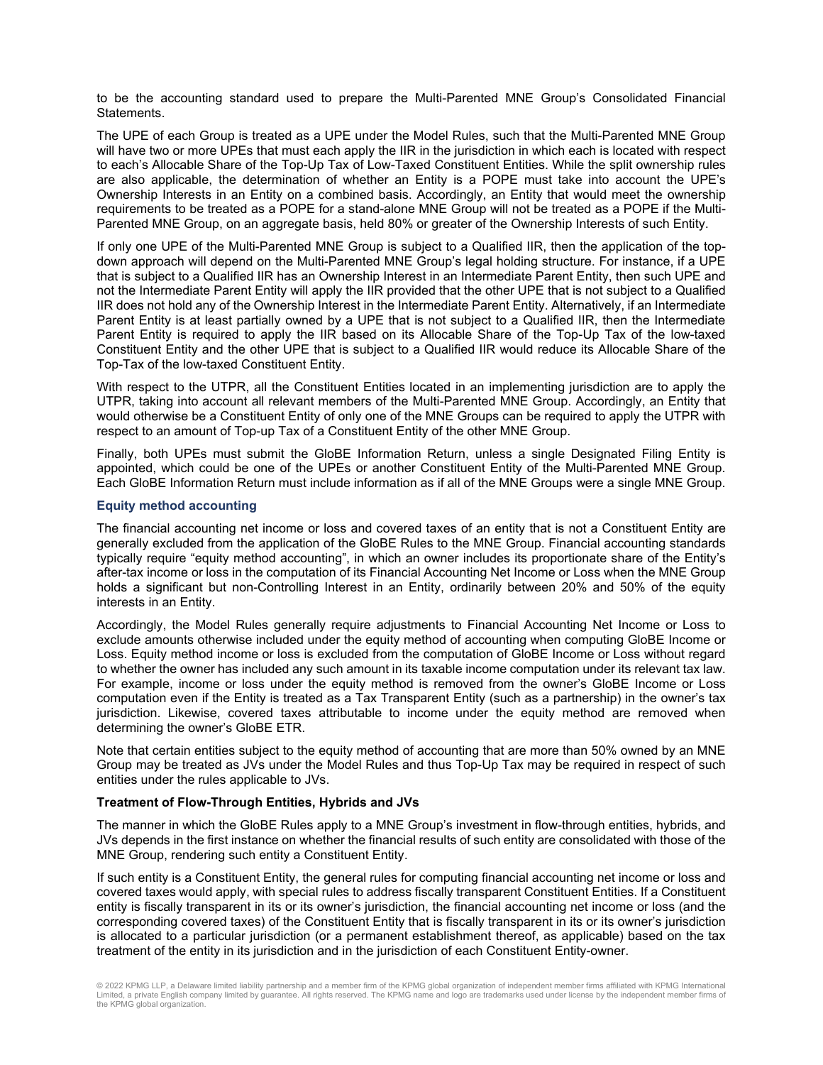to be the accounting standard used to prepare the Multi-Parented MNE Group's Consolidated Financial Statements.

The UPE of each Group is treated as a UPE under the Model Rules, such that the Multi-Parented MNE Group will have two or more UPEs that must each apply the IIR in the jurisdiction in which each is located with respect to each's Allocable Share of the Top-Up Tax of Low-Taxed Constituent Entities. While the split ownership rules are also applicable, the determination of whether an Entity is a POPE must take into account the UPE's Ownership Interests in an Entity on a combined basis. Accordingly, an Entity that would meet the ownership requirements to be treated as a POPE for a stand-alone MNE Group will not be treated as a POPE if the Multi-Parented MNE Group, on an aggregate basis, held 80% or greater of the Ownership Interests of such Entity.

If only one UPE of the Multi-Parented MNE Group is subject to a Qualified IIR, then the application of the top-down approach will depend on the Multi-Parented MNE Group's legal holding structure. For instance, if a UPE that is subject to a Qualified IIR has an Ownership Interest in an Intermediate Parent Entity, then such UPE and not the Intermediate Parent Entity will apply the IIR provided that the other UPE that is not subject to a Qualified IIR does not hold any of the Ownership Interest in the Intermediate Parent Entity. Alternatively, if an Intermediate Parent Entity is at least partially owned by a UPE that is not subject to a Qualified IIR, then the Intermediate Parent Entity is required to apply the IIR based on its Allocable Share of the Top-Up Tax of the low-taxed Constituent Entity and the other UPE that is subject to a Qualified IIR would reduce its Allocable Share of the Top-Tax of the low-taxed Constituent Entity.

With respect to the UTPR, all the Constituent Entities located in an implementing jurisdiction are to apply the UTPR, taking into account all relevant members of the Multi-Parented MNE Group. Accordingly, an Entity that would otherwise be a Constituent Entity of only one of the MNE Groups can be required to apply the UTPR with respect to an amount of Top-up Tax of a Constituent Entity of the other MNE Group.

Finally, both UPEs must submit the GloBE Information Return, unless a single Designated Filing Entity is appointed, which could be one of the UPEs or another Constituent Entity of the Multi-Parented MNE Group. Each GloBE Information Return must include information as if all of the MNE Groups were a single MNE Group.

### Equity method accounting

The financial accounting net income or loss and covered taxes of an entity that is not a Constituent Entity are generally excluded from the application of the GloBE Rules to the MNE Group. Financial accounting standards typically require "equity method accounting", in which an owner includes its proportionate share of the Entity's after-tax income or loss in the computation of its Financial Accounting Net Income or Loss when the MNE Group holds a significant but non-Controlling Interest in an Entity, ordinarily between 20% and 50% of the equity interests in an Entity.

Accordingly, the Model Rules generally require adjustments to Financial Accounting Net Income or Loss to exclude amounts otherwise included under the equity method of accounting when computing GloBE Income or Loss. Equity method income or loss is excluded from the computation of GloBE Income or Loss without regard to whether the owner has included any such amount in its taxable income computation under its relevant tax law. For example, income or loss under the equity method is removed from the owner's GloBE Income or Loss computation even if the Entity is treated as a Tax Transparent Entity (such as a partnership) in the owner's tax jurisdiction. Likewise, covered taxes attributable to income under the equity method are removed when determining the owner's GloBE ETR.

Note that certain entities subject to the equity method of accounting that are more than 50% owned by an MNE Group may be treated as JVs under the Model Rules and thus Top-Up Tax may be required in respect of such entities under the rules applicable to JVs.

### Treatment of Flow-Through Entities, Hybrids and JVs

The manner in which the GloBE Rules apply to a MNE Group's investment in flow-through entities, hybrids, and JVs depends in the first instance on whether the financial results of such entity are consolidated with those of the MNE Group, rendering such entity a Constituent Entity.

If such entity is a Constituent Entity, the general rules for computing financial accounting net income or loss and covered taxes would apply, with special rules to address fiscally transparent Constituent Entities. If a Constituent entity is fiscally transparent in its or its owner's jurisdiction, the financial accounting net income or loss (and the corresponding covered taxes) of the Constituent Entity that is fiscally transparent in its or its owner's jurisdiction is allocated to a particular jurisdiction (or a permanent establishment thereof, as applicable) based on the tax treatment of the entity in its jurisdiction and in the jurisdiction of each Constituent Entity-owner.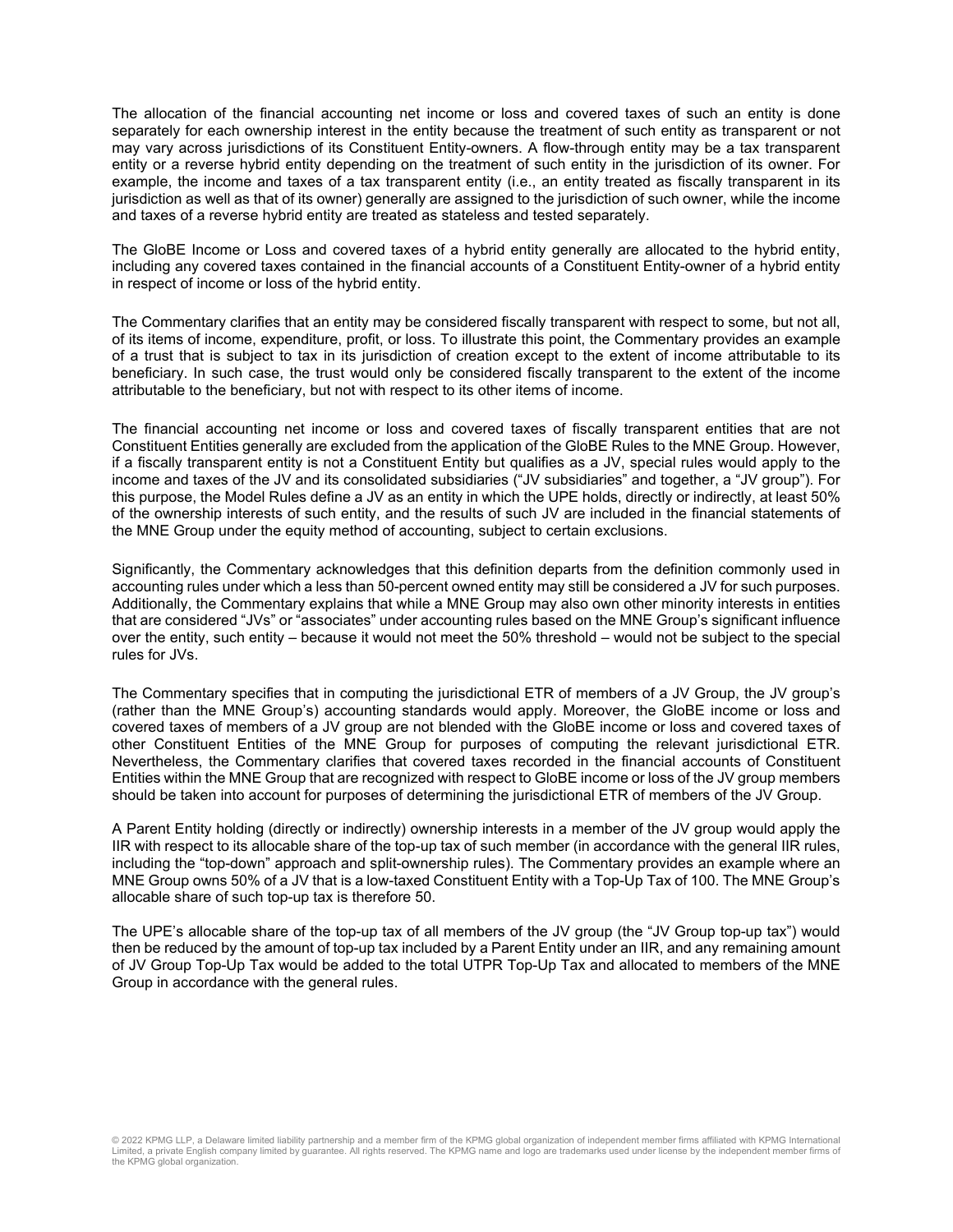The allocation of the financial accounting net income or loss and covered taxes of such an entity is done separately for each ownership interest in the entity because the treatment of such entity as transparent or not may vary across jurisdictions of its Constituent Entity-owners. A flow-through entity may be a tax transparent entity or a reverse hybrid entity depending on the treatment of such entity in the jurisdiction of its owner. For example, the income and taxes of a tax transparent entity (i.e., an entity treated as fiscally transparent in its jurisdiction as well as that of its owner) generally are assigned to the jurisdiction of such owner, while the income and taxes of a reverse hybrid entity are treated as stateless and tested separately.

The GloBE Income or Loss and covered taxes of a hybrid entity generally are allocated to the hybrid entity, including any covered taxes contained in the financial accounts of a Constituent Entity-owner of a hybrid entity in respect of income or loss of the hybrid entity.

The Commentary clarifies that an entity may be considered fiscally transparent with respect to some, but not all, of its items of income, expenditure, profit, or loss. To illustrate this point, the Commentary provides an example of a trust that is subject to tax in its jurisdiction of creation except to the extent of income attributable to its beneficiary. In such case, the trust would only be considered fiscally transparent to the extent of the income attributable to the beneficiary, but not with respect to its other items of income.

The financial accounting net income or loss and covered taxes of fiscally transparent entities that are not Constituent Entities generally are excluded from the application of the GloBE Rules to the MNE Group. However, if a fiscally transparent entity is not a Constituent Entity but qualifies as a JV, special rules would apply to the income and taxes of the JV and its consolidated subsidiaries ("JV subsidiaries" and together, a "JV group"). For this purpose, the Model Rules define a JV as an entity in which the UPE holds, directly or indirectly, at least 50% of the ownership interests of such entity, and the results of such JV are included in the financial statements of the MNE Group under the equity method of accounting, subject to certain exclusions.

Significantly, the Commentary acknowledges that this definition departs from the definition commonly used in accounting rules under which a less than 50-percent owned entity may still be considered a JV for such purposes. Additionally, the Commentary explains that while a MNE Group may also own other minority interests in entities that are considered "JVs" or "associates" under accounting rules based on the MNE Group's significant influence over the entity, such entity – because it would not meet the 50% threshold – would not be subject to the special rules for JVs.

The Commentary specifies that in computing the jurisdictional ETR of members of a JV Group, the JV group's (rather than the MNE Group's) accounting standards would apply. Moreover, the GloBE income or loss and covered taxes of members of a JV group are not blended with the GloBE income or loss and covered taxes of other Constituent Entities of the MNE Group for purposes of computing the relevant jurisdictional ETR. Nevertheless, the Commentary clarifies that covered taxes recorded in the financial accounts of Constituent Entities within the MNE Group that are recognized with respect to GloBE income or loss of the JV group members should be taken into account for purposes of determining the jurisdictional ETR of members of the JV Group.

A Parent Entity holding (directly or indirectly) ownership interests in a member of the JV group would apply the IIR with respect to its allocable share of the top-up tax of such member (in accordance with the general IIR rules, including the "top-down" approach and split-ownership rules). The Commentary provides an example where an MNE Group owns 50% of a JV that is a low-taxed Constituent Entity with a Top-Up Tax of 100. The MNE Group's allocable share of such top-up tax is therefore 50.

The UPE's allocable share of the top-up tax of all members of the JV group (the "JV Group top-up tax") would then be reduced by the amount of top-up tax included by a Parent Entity under an IIR, and any remaining amount of JV Group Top-Up Tax would be added to the total UTPR Top-Up Tax and allocated to members of the MNE Group in accordance with the general rules.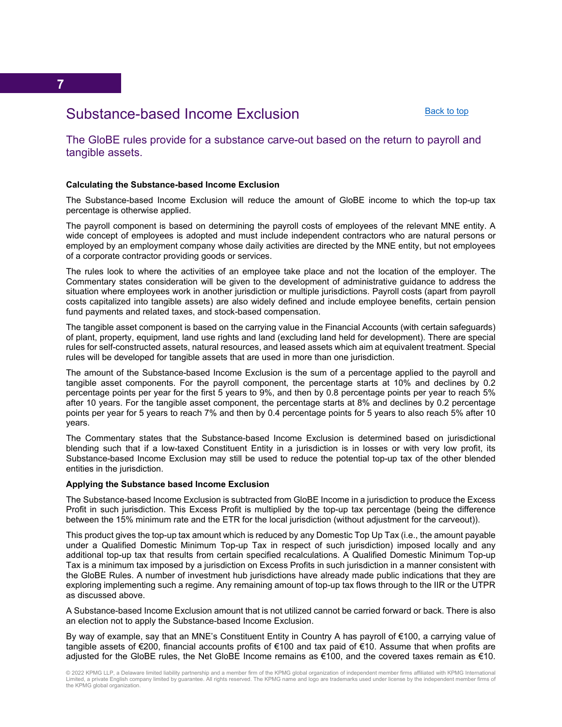# 7

## Substance-based Income Exclusion

Back to top

### The GloBE rules provide for a substance carve-out based on the return to payroll and tangible assets.

**Calculating the Substance-based Income Exclusion**

The Substance-based Income Exclusion will reduce the amount of GloBE income to which the top-up tax percentage is otherwise applied.

The payroll component is based on determining the payroll costs of employees of the relevant MNE entity. A wide concept of employees is adopted and must include independent contractors who are natural persons or employed by an employment company whose daily activities are directed by the MNE entity, but not employees of a corporate contractor providing goods or services.

The rules look to where the activities of an employee take place and not the location of the employer. The Commentary states consideration will be given to the development of administrative guidance to address the situation where employees work in another jurisdiction or multiple jurisdictions. Payroll costs (apart from payroll costs capitalized into tangible assets) are also widely defined and include employee benefits, certain pension fund payments and related taxes, and stock-based compensation.

The tangible asset component is based on the carrying value in the Financial Accounts (with certain safeguards) of plant, property, equipment, land use rights and land (excluding land held for development). There are special rules for self-constructed assets, natural resources, and leased assets which aim at equivalent treatment. Special rules will be developed for tangible assets that are used in more than one jurisdiction.

The amount of the Substance-based Income Exclusion is the sum of a percentage applied to the payroll and tangible asset components. For the payroll component, the percentage starts at 10% and declines by 0.2 percentage points per year for the first 5 years to 9%, and then by 0.8 percentage points per year to reach 5% after 10 years. For the tangible asset component, the percentage starts at 8% and declines by 0.2 percentage points per year for 5 years to reach 7% and then by 0.4 percentage points for 5 years to also reach 5% after 10 years.

The Commentary states that the Substance-based Income Exclusion is determined based on jurisdictional blending such that if a low-taxed Constituent Entity in a jurisdiction is in losses or with very low profit, its Substance-based Income Exclusion may still be used to reduce the potential top-up tax of the other blended entities in the jurisdiction.

**Applying the Substance based Income Exclusion**

The Substance-based Income Exclusion is subtracted from GloBE Income in a jurisdiction to produce the Excess Profit in such jurisdiction. This Excess Profit is multiplied by the top-up tax percentage (being the difference between the 15% minimum rate and the ETR for the local jurisdiction (without adjustment for the carveout)).

This product gives the top-up tax amount which is reduced by any Domestic Top Up Tax (i.e., the amount payable under a Qualified Domestic Minimum Top-up Tax in respect of such jurisdiction) imposed locally and any additional top-up tax that results from certain specified recalculations. A Qualified Domestic Minimum Top-up Tax is a minimum tax imposed by a jurisdiction on Excess Profits in such jurisdiction in a manner consistent with the GloBE Rules. A number of investment hub jurisdictions have already made public indications that they are exploring implementing such a regime. Any remaining amount of top-up tax flows through to the IIR or the UTPR as discussed above.

A Substance-based Income Exclusion amount that is not utilized cannot be carried forward or back. There is also an election not to apply the Substance-based Income Exclusion.

By way of example, say that an MNE's Constituent Entity in Country A has payroll of €100, a carrying value of tangible assets of €200, financial accounts profits of €100 and tax paid of €10. Assume that when profits are adjusted for the GloBE rules, the Net GloBE Income remains as €100, and the covered taxes remain as €10.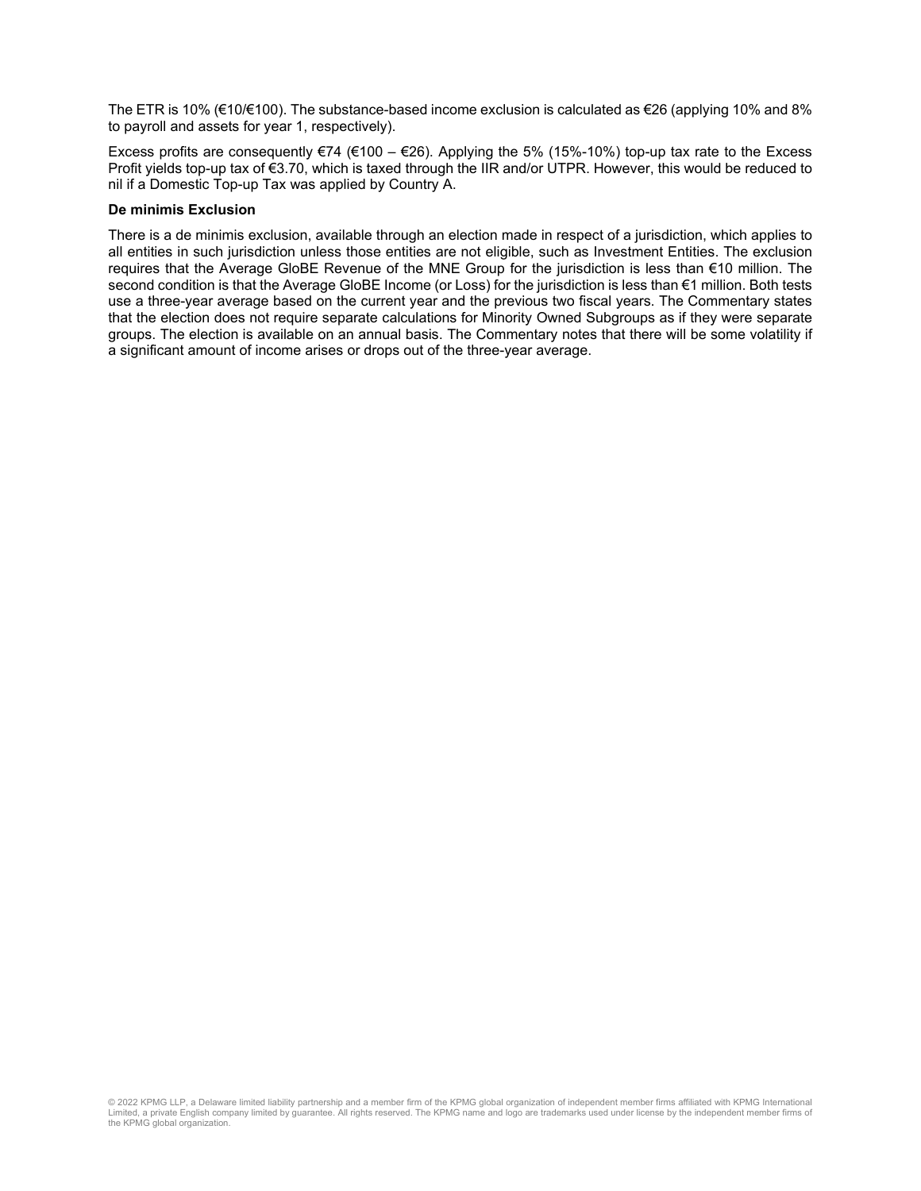The ETR is 10% (€10/€100). The substance-based income exclusion is calculated as €26 (applying 10% and 8% to payroll and assets for year 1, respectively).

Excess profits are consequently €74 (€100 – €26). Applying the 5% (15%-10%) top-up tax rate to the Excess Profit yields top-up tax of €3.70, which is taxed through the IIR and/or UTPR. However, this would be reduced to nil if a Domestic Top-up Tax was applied by Country A.

**De minimis Exclusion**

There is a de minimis exclusion, available through an election made in respect of a jurisdiction, which applies to all entities in such jurisdiction unless those entities are not eligible, such as Investment Entities. The exclusion requires that the Average GloBE Revenue of the MNE Group for the jurisdiction is less than €10 million. The second condition is that the Average GloBE Income (or Loss) for the jurisdiction is less than €1 million. Both tests use a three-year average based on the current year and the previous two fiscal years. The Commentary states that the election does not require separate calculations for Minority Owned Subgroups as if they were separate groups. The election is available on an annual basis. The Commentary notes that there will be some volatility if a significant amount of income arises or drops out of the three-year average.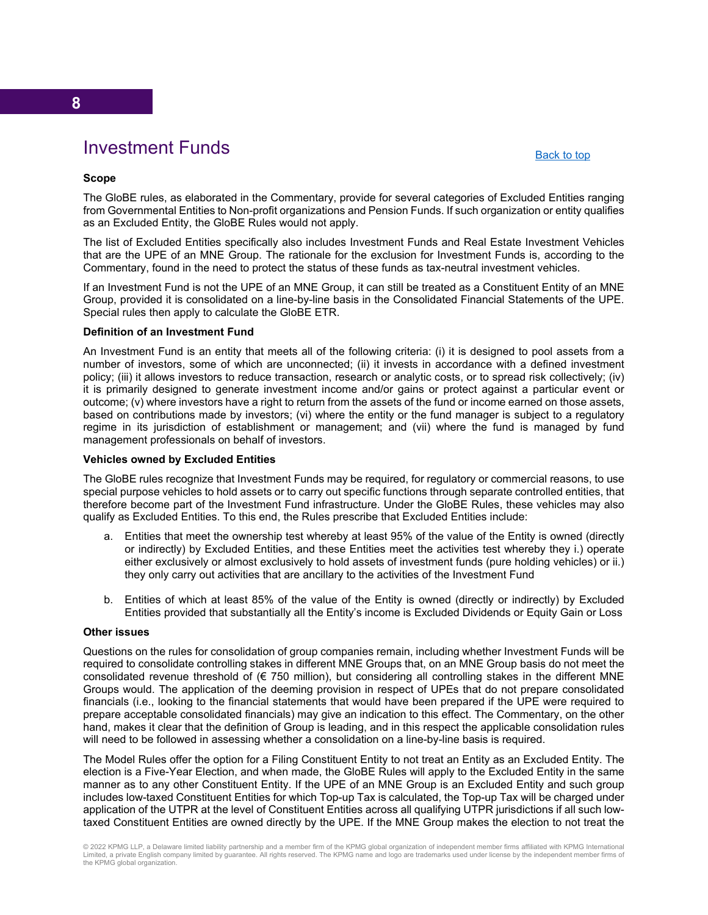# Investment Funds

Back to top

**Scope**

The GloBE rules, as elaborated in the Commentary, provide for several categories of Excluded Entities ranging from Governmental Entities to Non-profit organizations and Pension Funds. If such organization or entity qualifies as an Excluded Entity, the GloBE Rules would not apply.

The list of Excluded Entities specifically also includes Investment Funds and Real Estate Investment Vehicles that are the UPE of an MNE Group. The rationale for the exclusion for Investment Funds is, according to the Commentary, found in the need to protect the status of these funds as tax-neutral investment vehicles.

If an Investment Fund is not the UPE of an MNE Group, it can still be treated as a Constituent Entity of an MNE Group, provided it is consolidated on a line-by-line basis in the Consolidated Financial Statements of the UPE. Special rules then apply to calculate the GloBE ETR.

**Definition of an Investment Fund**

An Investment Fund is an entity that meets all of the following criteria: (i) it is designed to pool assets from a number of investors, some of which are unconnected; (ii) it invests in accordance with a defined investment policy; (iii) it allows investors to reduce transaction, research or analytic costs, or to spread risk collectively; (iv) it is primarily designed to generate investment income and/or gains or protect against a particular event or outcome; (v) where investors have a right to return from the assets of the fund or income earned on those assets, based on contributions made by investors; (vi) where the entity or the fund manager is subject to a regulatory regime in its jurisdiction of establishment or management; and (vii) where the fund is managed by fund management professionals on behalf of investors.

**Vehicles owned by Excluded Entities**

The GloBE rules recognize that Investment Funds may be required, for regulatory or commercial reasons, to use special purpose vehicles to hold assets or to carry out specific functions through separate controlled entities, that therefore become part of the Investment Fund infrastructure. Under the GloBE Rules, these vehicles may also qualify as Excluded Entities. To this end, the Rules prescribe that Excluded Entities include:

a. Entities that meet the ownership test whereby at least 95% of the value of the Entity is owned (directly or indirectly) by Excluded Entities, and these Entities meet the activities test whereby they i.) operate either exclusively or almost exclusively to hold assets of investment funds (pure holding vehicles) or ii.) they only carry out activities that are ancillary to the activities of the Investment Fund

b. Entities of which at least 85% of the value of the Entity is owned (directly or indirectly) by Excluded Entities provided that substantially all the Entity's income is Excluded Dividends or Equity Gain or Loss

**Other issues**

Questions on the rules for consolidation of group companies remain, including whether Investment Funds will be required to consolidate controlling stakes in different MNE Groups that, on an MNE Group basis do not meet the consolidated revenue threshold of (€ 750 million), but considering all controlling stakes in the different MNE Groups would. The application of the deeming provision in respect of UPEs that do not prepare consolidated financials (i.e., looking to the financial statements that would have been prepared if the UPE were required to prepare acceptable consolidated financials) may give an indication to this effect. The Commentary, on the other hand, makes it clear that the definition of Group is leading, and in this respect the applicable consolidation rules will need to be followed in assessing whether a consolidation on a line-by-line basis is required.

The Model Rules offer the option for a Filing Constituent Entity to not treat an Entity as an Excluded Entity. The election is a Five-Year Election, and when made, the GloBE Rules will apply to the Excluded Entity in the same manner as to any other Constituent Entity. If the UPE of an MNE Group is an Excluded Entity and such group includes low-taxed Constituent Entities for which Top-up Tax is calculated, the Top-up Tax will be charged under application of the UTPR at the level of Constituent Entities across all qualifying UTPR jurisdictions if all such low-taxed Constituent Entities are owned directly by the UPE. If the MNE Group makes the election to not treat the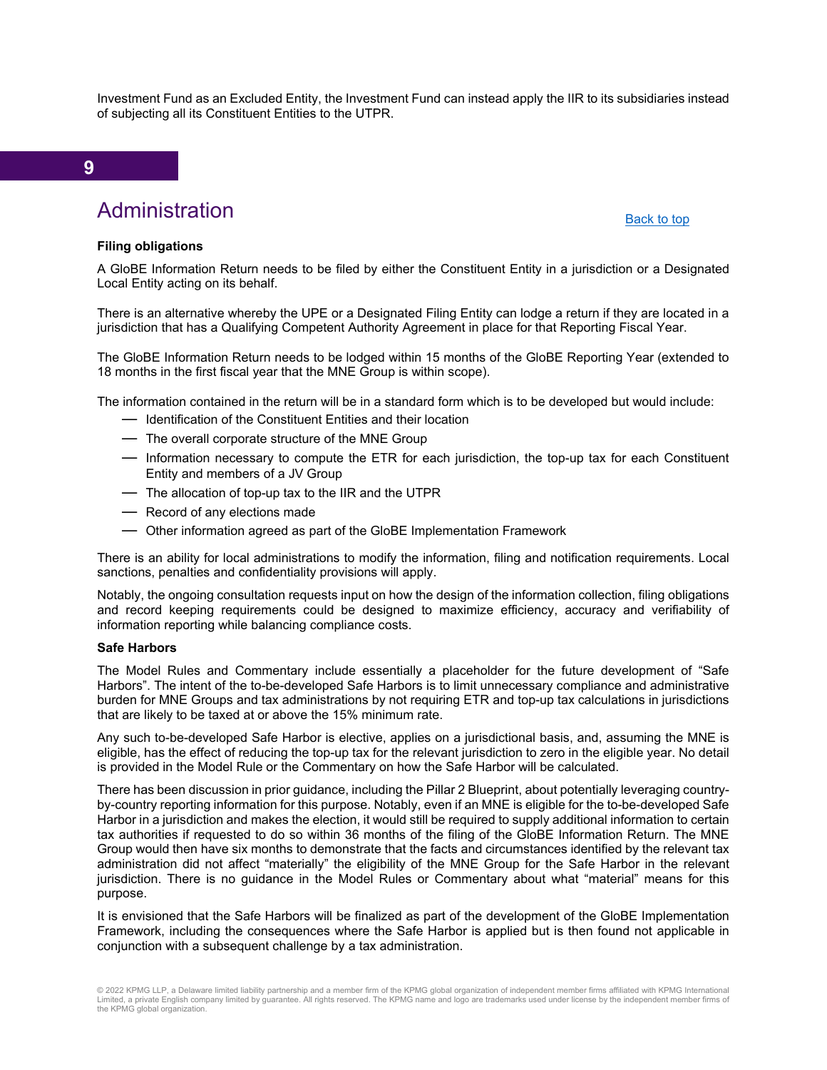Investment Fund as an Excluded Entity, the Investment Fund can instead apply the IIR to its subsidiaries instead of subjecting all its Constituent Entities to the UTPR.

9

## Administration

Back to top

**Filing obligations**

A GloBE Information Return needs to be filed by either the Constituent Entity in a jurisdiction or a Designated Local Entity acting on its behalf.

There is an alternative whereby the UPE or a Designated Filing Entity can lodge a return if they are located in a jurisdiction that has a Qualifying Competent Authority Agreement in place for that Reporting Fiscal Year.

The GloBE Information Return needs to be lodged within 15 months of the GloBE Reporting Year (extended to 18 months in the first fiscal year that the MNE Group is within scope).

The information contained in the return will be in a standard form which is to be developed but would include:

- Identification of the Constituent Entities and their location
- The overall corporate structure of the MNE Group
- Information necessary to compute the ETR for each jurisdiction, the top-up tax for each Constituent Entity and members of a JV Group
- The allocation of top-up tax to the IIR and the UTPR
- Record of any elections made
- Other information agreed as part of the GloBE Implementation Framework

There is an ability for local administrations to modify the information, filing and notification requirements. Local sanctions, penalties and confidentiality provisions will apply.

Notably, the ongoing consultation requests input on how the design of the information collection, filing obligations and record keeping requirements could be designed to maximize efficiency, accuracy and verifiability of information reporting while balancing compliance costs.

**Safe Harbors**

The Model Rules and Commentary include essentially a placeholder for the future development of "Safe Harbors". The intent of the to-be-developed Safe Harbors is to limit unnecessary compliance and administrative burden for MNE Groups and tax administrations by not requiring ETR and top-up tax calculations in jurisdictions that are likely to be taxed at or above the 15% minimum rate.

Any such to-be-developed Safe Harbor is elective, applies on a jurisdictional basis, and, assuming the MNE is eligible, has the effect of reducing the top-up tax for the relevant jurisdiction to zero in the eligible year. No detail is provided in the Model Rule or the Commentary on how the Safe Harbor will be calculated.

There has been discussion in prior guidance, including the Pillar 2 Blueprint, about potentially leveraging country-by-country reporting information for this purpose. Notably, even if an MNE is eligible for the to-be-developed Safe Harbor in a jurisdiction and makes the election, it would still be required to supply additional information to certain tax authorities if requested to do so within 36 months of the filing of the GloBE Information Return. The MNE Group would then have six months to demonstrate that the facts and circumstances identified by the relevant tax administration did not affect "materially" the eligibility of the MNE Group for the Safe Harbor in the relevant jurisdiction. There is no guidance in the Model Rules or Commentary about what "material" means for this purpose.

It is envisioned that the Safe Harbors will be finalized as part of the development of the GloBE Implementation Framework, including the consequences where the Safe Harbor is applied but is then found not applicable in conjunction with a subsequent challenge by a tax administration.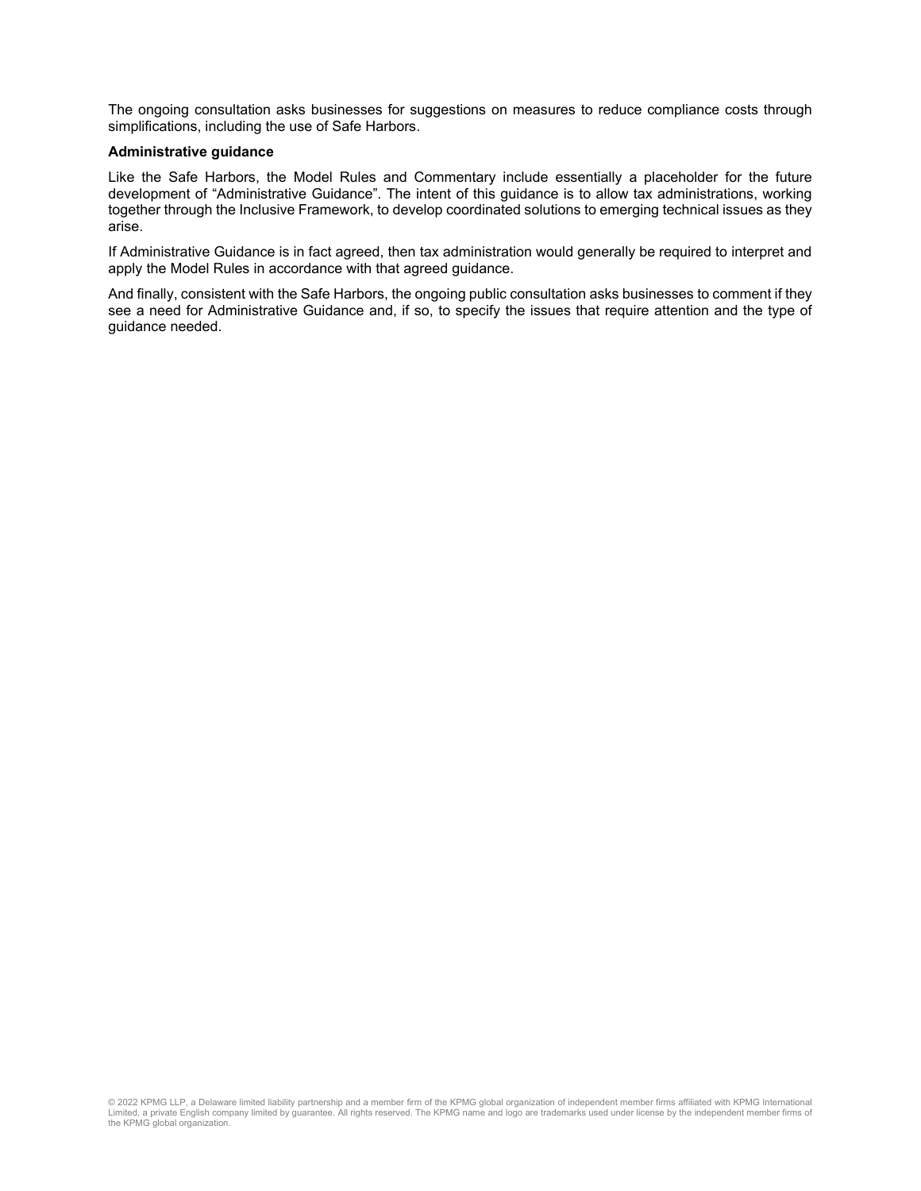The ongoing consultation asks businesses for suggestions on measures to reduce compliance costs through simplifications, including the use of Safe Harbors.

**Administrative guidance**

Like the Safe Harbors, the Model Rules and Commentary include essentially a placeholder for the future development of "Administrative Guidance". The intent of this guidance is to allow tax administrations, working together through the Inclusive Framework, to develop coordinated solutions to emerging technical issues as they arise.

If Administrative Guidance is in fact agreed, then tax administration would generally be required to interpret and apply the Model Rules in accordance with that agreed guidance.

And finally, consistent with the Safe Harbors, the ongoing public consultation asks businesses to comment if they see a need for Administrative Guidance and, if so, to specify the issues that require attention and the type of guidance needed.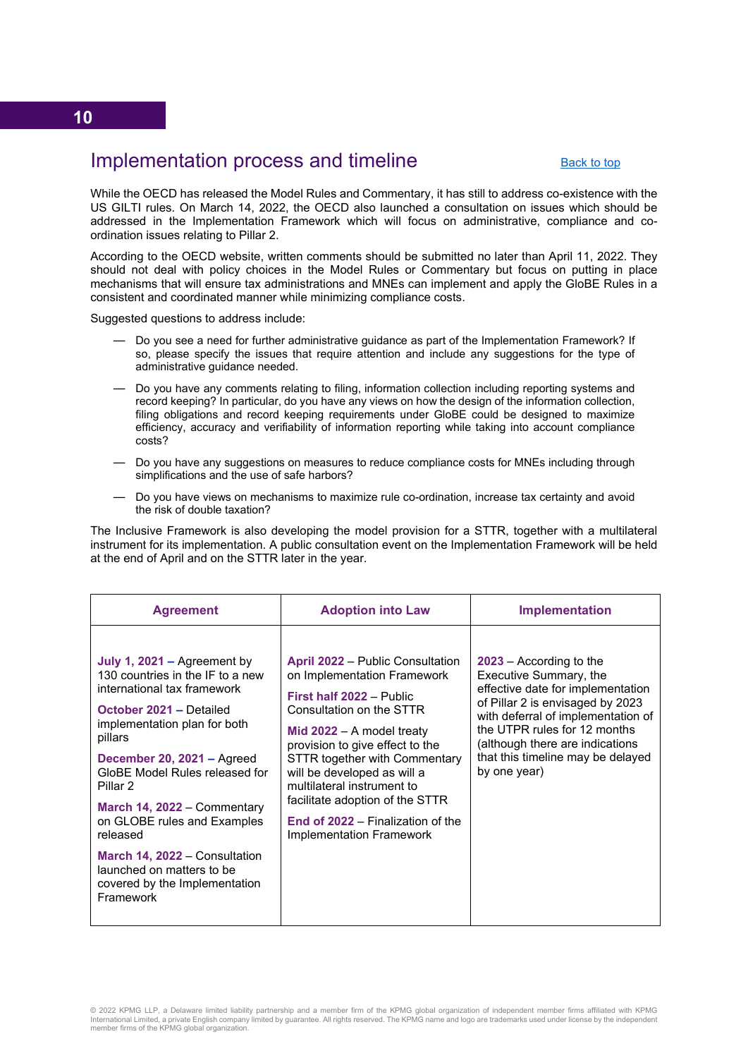## Implementation process and timeline

[Back to top]

While the OECD has released the Model Rules and Commentary, it has still to address co-existence with the US GILTI rules. On March 14, 2022, the OECD also launched a consultation on issues which should be addressed in the Implementation Framework which will focus on administrative, compliance and co-ordination issues relating to Pillar 2.

According to the OECD website, written comments should be submitted no later than April 11, 2022. They should not deal with policy choices in the Model Rules or Commentary but focus on putting in place mechanisms that will ensure tax administrations and MNEs can implement and apply the GloBE Rules in a consistent and coordinated manner while minimizing compliance costs.

Suggested questions to address include:

- Do you see a need for further administrative guidance as part of the Implementation Framework? If so, please specify the issues that require attention and include any suggestions for the type of administrative guidance needed.
- Do you have any comments relating to filing, information collection including reporting systems and record keeping? In particular, do you have any views on how the design of the information collection, filing obligations and record keeping requirements under GloBE could be designed to maximize efficiency, accuracy and verifiability of information reporting while taking into account compliance costs?
- Do you have any suggestions on measures to reduce compliance costs for MNEs including through simplifications and the use of safe harbors?
- Do you have views on mechanisms to maximize rule co-ordination, increase tax certainty and avoid the risk of double taxation?

The Inclusive Framework is also developing the model provision for a STTR, together with a multilateral instrument for its implementation. A public consultation event on the Implementation Framework will be held at the end of April and on the STTR later in the year.

| Agreement | Adoption into Law | Implementation |
|---|---|---|
| **July 1, 2021 –** Agreement by 130 countries in the IF to a new international tax framework<br><br>**October 2021 –** Detailed implementation plan for both pillars<br><br>**December 20, 2021 –** Agreed GloBE Model Rules released for Pillar 2<br><br>**March 14, 2022** – Commentary on GLOBE rules and Examples released<br><br>**March 14, 2022** – Consultation launched on matters to be covered by the Implementation Framework | **April 2022** – Public Consultation on Implementation Framework<br><br>**First half 2022** – Public Consultation on the STTR<br><br>**Mid 2022** – A model treaty provision to give effect to the STTR together with Commentary will be developed as will a multilateral instrument to facilitate adoption of the STTR<br><br>**End of 2022** – Finalization of the Implementation Framework | **2023** – According to the Executive Summary, the effective date for implementation of Pillar 2 is envisaged by 2023 with deferral of implementation of the UTPR rules for 12 months (although there are indications that this timeline may be delayed by one year) |

© 2022 KPMG LLP, a Delaware limited liability partnership and a member firm of the KPMG global organization of independent member firms affiliated with KPMG International Limited, a private English company limited by guarantee. All rights reserved. The KPMG name and logo are trademarks used under license by the independent member firms of the KPMG global organization.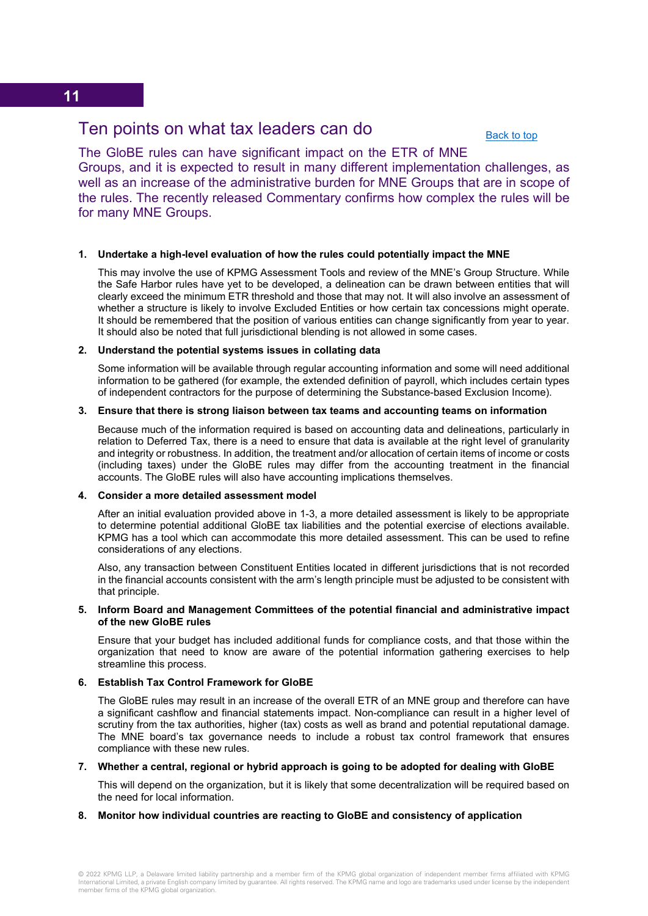## Ten points on what tax leaders can do

Back to top

The GloBE rules can have significant impact on the ETR of MNE Groups, and it is expected to result in many different implementation challenges, as well as an increase of the administrative burden for MNE Groups that are in scope of the rules. The recently released Commentary confirms how complex the rules will be for many MNE Groups.

1. **Undertake a high-level evaluation of how the rules could potentially impact the MNE**

   This may involve the use of KPMG Assessment Tools and review of the MNE's Group Structure. While the Safe Harbor rules have yet to be developed, a delineation can be drawn between entities that will clearly exceed the minimum ETR threshold and those that may not. It will also involve an assessment of whether a structure is likely to involve Excluded Entities or how certain tax concessions might operate. It should be remembered that the position of various entities can change significantly from year to year. It should also be noted that full jurisdictional blending is not allowed in some cases.

2. **Understand the potential systems issues in collating data**

   Some information will be available through regular accounting information and some will need additional information to be gathered (for example, the extended definition of payroll, which includes certain types of independent contractors for the purpose of determining the Substance-based Exclusion Income).

3. **Ensure that there is strong liaison between tax teams and accounting teams on information**

   Because much of the information required is based on accounting data and delineations, particularly in relation to Deferred Tax, there is a need to ensure that data is available at the right level of granularity and integrity or robustness. In addition, the treatment and/or allocation of certain items of income or costs (including taxes) under the GloBE rules may differ from the accounting treatment in the financial accounts. The GloBE rules will also have accounting implications themselves.

4. **Consider a more detailed assessment model**

   After an initial evaluation provided above in 1-3, a more detailed assessment is likely to be appropriate to determine potential additional GloBE tax liabilities and the potential exercise of elections available. KPMG has a tool which can accommodate this more detailed assessment. This can be used to refine considerations of any elections.

   Also, any transaction between Constituent Entities located in different jurisdictions that is not recorded in the financial accounts consistent with the arm's length principle must be adjusted to be consistent with that principle.

5. **Inform Board and Management Committees of the potential financial and administrative impact of the new GloBE rules**

   Ensure that your budget has included additional funds for compliance costs, and that those within the organization that need to know are aware of the potential information gathering exercises to help streamline this process.

6. **Establish Tax Control Framework for GloBE**

   The GloBE rules may result in an increase of the overall ETR of an MNE group and therefore can have a significant cashflow and financial statements impact. Non-compliance can result in a higher level of scrutiny from the tax authorities, higher (tax) costs as well as brand and potential reputational damage. The MNE board's tax governance needs to include a robust tax control framework that ensures compliance with these new rules.

7. **Whether a central, regional or hybrid approach is going to be adopted for dealing with GloBE**

   This will depend on the organization, but it is likely that some decentralization will be required based on the need for local information.

8. **Monitor how individual countries are reacting to GloBE and consistency of application**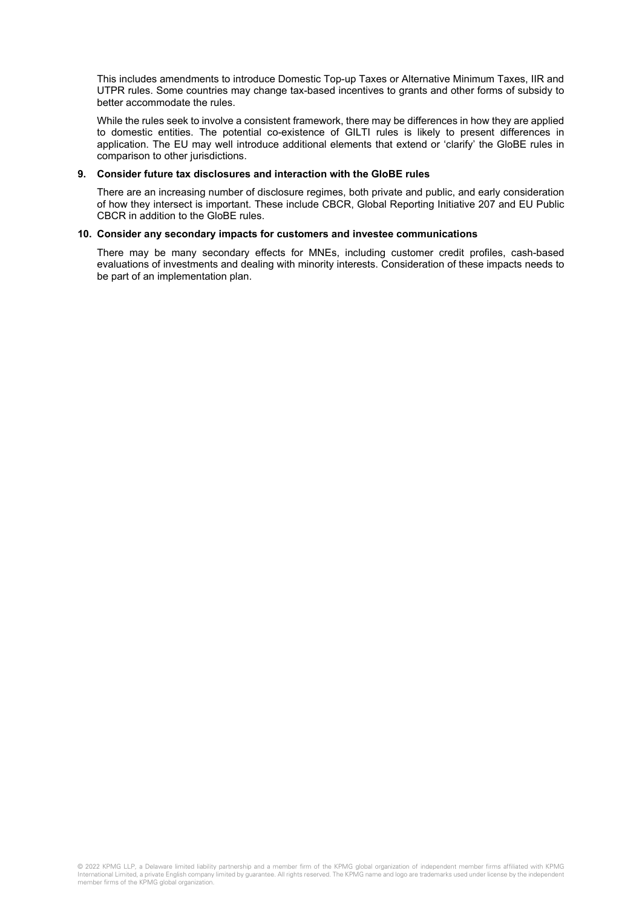This includes amendments to introduce Domestic Top-up Taxes or Alternative Minimum Taxes, IIR and UTPR rules. Some countries may change tax-based incentives to grants and other forms of subsidy to better accommodate the rules.

While the rules seek to involve a consistent framework, there may be differences in how they are applied to domestic entities. The potential co-existence of GILTI rules is likely to present differences in application. The EU may well introduce additional elements that extend or 'clarify' the GloBE rules in comparison to other jurisdictions.

**9. Consider future tax disclosures and interaction with the GloBE rules**

There are an increasing number of disclosure regimes, both private and public, and early consideration of how they intersect is important. These include CBCR, Global Reporting Initiative 207 and EU Public CBCR in addition to the GloBE rules.

**10. Consider any secondary impacts for customers and investee communications**

There may be many secondary effects for MNEs, including customer credit profiles, cash-based evaluations of investments and dealing with minority interests. Consideration of these impacts needs to be part of an implementation plan.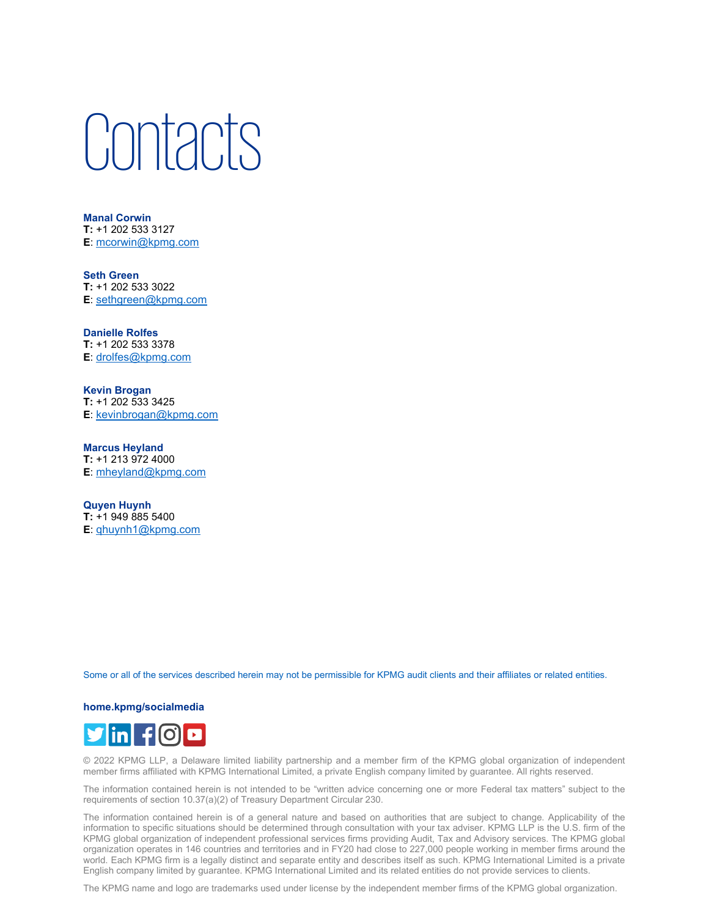# Contacts

**Manal Corwin**
**T:** +1 202 533 3127
**E**: mcorwin@kpmg.com

**Seth Green**
**T:** +1 202 533 3022
**E**: sethgreen@kpmg.com

**Danielle Rolfes**
**T:** +1 202 533 3378
**E**: drolfes@kpmg.com

**Kevin Brogan**
**T:** +1 202 533 3425
**E**: kevinbrogan@kpmg.com

**Marcus Heyland**
**T:** +1 213 972 4000
**E**: mheyland@kpmg.com

**Quyen Huynh**
**T:** +1 949 885 5400
**E**: qhuynh1@kpmg.com

Some or all of the services described herein may not be permissible for KPMG audit clients and their affiliates or related entities.

**home.kpmg/socialmedia**

© 2022 KPMG LLP, a Delaware limited liability partnership and a member firm of the KPMG global organization of independent member firms affiliated with KPMG International Limited, a private English company limited by guarantee. All rights reserved.

The information contained herein is not intended to be "written advice concerning one or more Federal tax matters" subject to the requirements of section 10.37(a)(2) of Treasury Department Circular 230.

The information contained herein is of a general nature and based on authorities that are subject to change. Applicability of the information to specific situations should be determined through consultation with your tax adviser. KPMG LLP is the U.S. firm of the KPMG global organization of independent professional services firms providing Audit, Tax and Advisory services. The KPMG global organization operates in 146 countries and territories and in FY20 had close to 227,000 people working in member firms around the world. Each KPMG firm is a legally distinct and separate entity and describes itself as such. KPMG International Limited is a private English company limited by guarantee. KPMG International Limited and its related entities do not provide services to clients.

The KPMG name and logo are trademarks used under license by the independent member firms of the KPMG global organization.